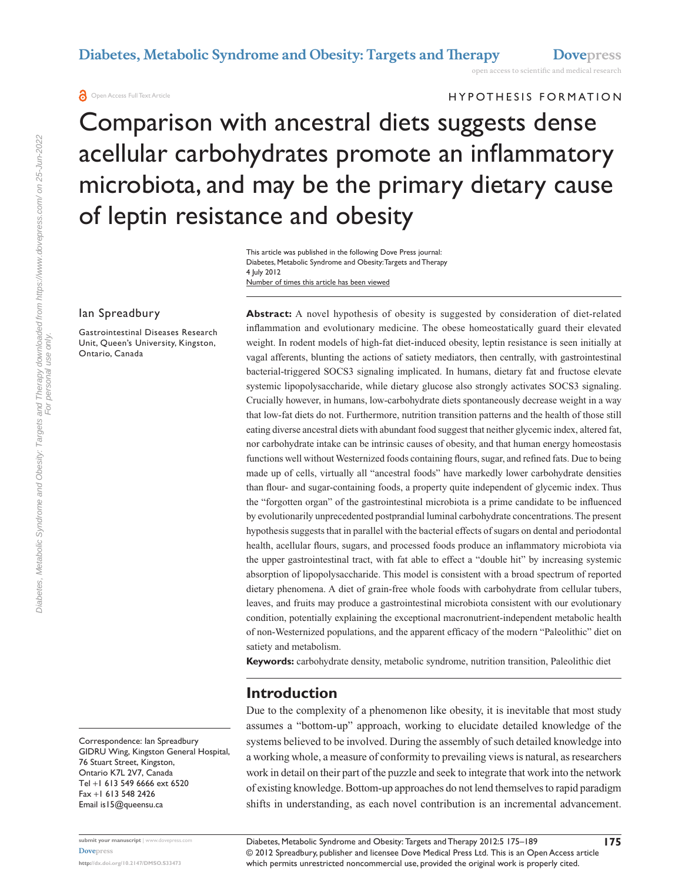HYPOTHESIS FORMATION

# Comparison with ancestral diets suggests dense acellular carbohydrates promote an inflammatory microbiota, and may be the primary dietary cause of leptin resistance and obesity

This article was published in the following Dove Press journal:
Diabetes, Metabolic Syndrome and Obesity: Targets and Therapy
4 July 2012
Number of times this article has been viewed

Ian Spreadbury

Gastrointestinal Diseases Research Unit, Queen's University, Kingston, Ontario, Canada

Correspondence: Ian Spreadbury
GIDRU Wing, Kingston General Hospital, 76 Stuart Street, Kingston, Ontario K7L 2V7, Canada
Tel +1 613 549 6666 ext 6520
Fax +1 613 548 2426
Email is15@queensu.ca

**Abstract:** A novel hypothesis of obesity is suggested by consideration of diet-related inflammation and evolutionary medicine. The obese homeostatically guard their elevated weight. In rodent models of high-fat diet-induced obesity, leptin resistance is seen initially at vagal afferents, blunting the actions of satiety mediators, then centrally, with gastrointestinal bacterial-triggered SOCS3 signaling implicated. In humans, dietary fat and fructose elevate systemic lipopolysaccharide, while dietary glucose also strongly activates SOCS3 signaling. Crucially however, in humans, low-carbohydrate diets spontaneously decrease weight in a way that low-fat diets do not. Furthermore, nutrition transition patterns and the health of those still eating diverse ancestral diets with abundant food suggest that neither glycemic index, altered fat, nor carbohydrate intake can be intrinsic causes of obesity, and that human energy homeostasis functions well without Westernized foods containing flours, sugar, and refined fats. Due to being made up of cells, virtually all "ancestral foods" have markedly lower carbohydrate densities than flour- and sugar-containing foods, a property quite independent of glycemic index. Thus the "forgotten organ" of the gastrointestinal microbiota is a prime candidate to be influenced by evolutionarily unprecedented postprandial luminal carbohydrate concentrations. The present hypothesis suggests that in parallel with the bacterial effects of sugars on dental and periodontal health, acellular flours, sugars, and processed foods produce an inflammatory microbiota via the upper gastrointestinal tract, with fat able to effect a "double hit" by increasing systemic absorption of lipopolysaccharide. This model is consistent with a broad spectrum of reported dietary phenomena. A diet of grain-free whole foods with carbohydrate from cellular tubers, leaves, and fruits may produce a gastrointestinal microbiota consistent with our evolutionary condition, potentially explaining the exceptional macronutrient-independent metabolic health of non-Westernized populations, and the apparent efficacy of the modern "Paleolithic" diet on satiety and metabolism.

**Keywords:** carbohydrate density, metabolic syndrome, nutrition transition, Paleolithic diet

## Introduction

Due to the complexity of a phenomenon like obesity, it is inevitable that most study assumes a "bottom-up" approach, working to elucidate detailed knowledge of the systems believed to be involved. During the assembly of such detailed knowledge into a working whole, a measure of conformity to prevailing views is natural, as researchers work in detail on their part of the puzzle and seek to integrate that work into the network of existing knowledge. Bottom-up approaches do not lend themselves to rapid paradigm shifts in understanding, as each novel contribution is an incremental advancement.

© 2012 Spreadbury, publisher and licensee Dove Medical Press Ltd. This is an Open Access article which permits unrestricted noncommercial use, provided the original work is properly cited.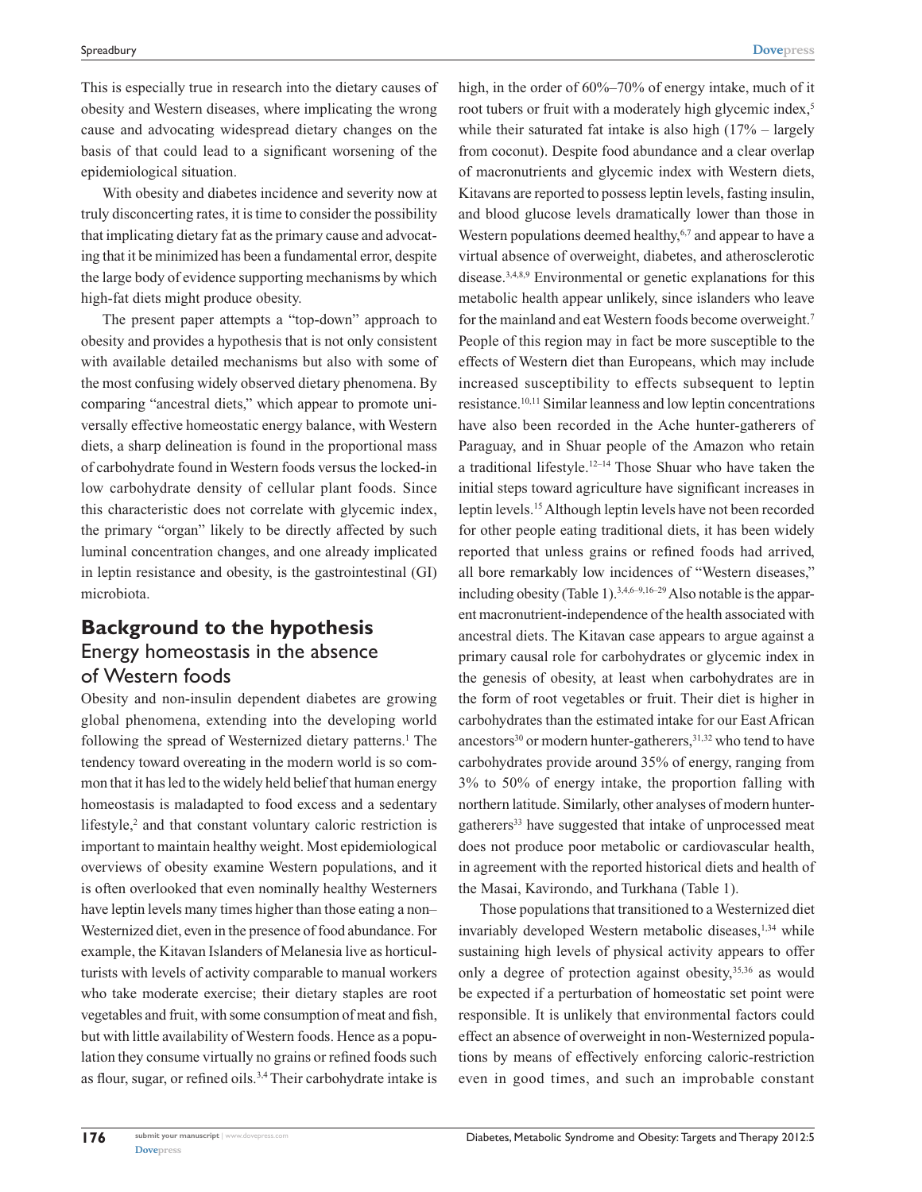This is especially true in research into the dietary causes of obesity and Western diseases, where implicating the wrong cause and advocating widespread dietary changes on the basis of that could lead to a significant worsening of the epidemiological situation.

With obesity and diabetes incidence and severity now at truly disconcerting rates, it is time to consider the possibility that implicating dietary fat as the primary cause and advocating that it be minimized has been a fundamental error, despite the large body of evidence supporting mechanisms by which high-fat diets might produce obesity.

The present paper attempts a "top-down" approach to obesity and provides a hypothesis that is not only consistent with available detailed mechanisms but also with some of the most confusing widely observed dietary phenomena. By comparing "ancestral diets," which appear to promote universally effective homeostatic energy balance, with Western diets, a sharp delineation is found in the proportional mass of carbohydrate found in Western foods versus the locked-in low carbohydrate density of cellular plant foods. Since this characteristic does not correlate with glycemic index, the primary "organ" likely to be directly affected by such luminal concentration changes, and one already implicated in leptin resistance and obesity, is the gastrointestinal (GI) microbiota.

## Background to the hypothesis

### Energy homeostasis in the absence of Western foods

Obesity and non-insulin dependent diabetes are growing global phenomena, extending into the developing world following the spread of Westernized dietary patterns.[1] The tendency toward overeating in the modern world is so common that it has led to the widely held belief that human energy homeostasis is maladapted to food excess and a sedentary lifestyle,[2] and that constant voluntary caloric restriction is important to maintain healthy weight. Most epidemiological overviews of obesity examine Western populations, and it is often overlooked that even nominally healthy Westerners have leptin levels many times higher than those eating a non–Westernized diet, even in the presence of food abundance. For example, the Kitavan Islanders of Melanesia live as horticulturists with levels of activity comparable to manual workers who take moderate exercise; their dietary staples are root vegetables and fruit, with some consumption of meat and fish, but with little availability of Western foods. Hence as a population they consume virtually no grains or refined foods such as flour, sugar, or refined oils.[3,4] Their carbohydrate intake is high, in the order of 60%–70% of energy intake, much of it root tubers or fruit with a moderately high glycemic index,[5] while their saturated fat intake is also high (17% – largely from coconut). Despite food abundance and a clear overlap of macronutrients and glycemic index with Western diets, Kitavans are reported to possess leptin levels, fasting insulin, and blood glucose levels dramatically lower than those in Western populations deemed healthy,[6,7] and appear to have a virtual absence of overweight, diabetes, and atherosclerotic disease.[3,4,8,9] Environmental or genetic explanations for this metabolic health appear unlikely, since islanders who leave for the mainland and eat Western foods become overweight.[7] People of this region may in fact be more susceptible to the effects of Western diet than Europeans, which may include increased susceptibility to effects subsequent to leptin resistance.[10,11] Similar leanness and low leptin concentrations have also been recorded in the Ache hunter-gatherers of Paraguay, and in Shuar people of the Amazon who retain a traditional lifestyle.[12–14] Those Shuar who have taken the initial steps toward agriculture have significant increases in leptin levels.[15] Although leptin levels have not been recorded for other people eating traditional diets, it has been widely reported that unless grains or refined foods had arrived, all bore remarkably low incidences of "Western diseases," including obesity (Table 1).[3,4,6–9,16–29] Also notable is the apparent macronutrient-independence of the health associated with ancestral diets. The Kitavan case appears to argue against a primary causal role for carbohydrates or glycemic index in the genesis of obesity, at least when carbohydrates are in the form of root vegetables or fruit. Their diet is higher in carbohydrates than the estimated intake for our East African ancestors[30] or modern hunter-gatherers,[31,32] who tend to have carbohydrates provide around 35% of energy, ranging from 3% to 50% of energy intake, the proportion falling with northern latitude. Similarly, other analyses of modern hunter-gatherers[33] have suggested that intake of unprocessed meat does not produce poor metabolic or cardiovascular health, in agreement with the reported historical diets and health of the Masai, Kavirondo, and Turkhana (Table 1).

Those populations that transitioned to a Westernized diet invariably developed Western metabolic diseases,[1,34] while sustaining high levels of physical activity appears to offer only a degree of protection against obesity,[35,36] as would be expected if a perturbation of homeostatic set point were responsible. It is unlikely that environmental factors could effect an absence of overweight in non-Westernized populations by means of effectively enforcing caloric-restriction even in good times, and such an improbable constant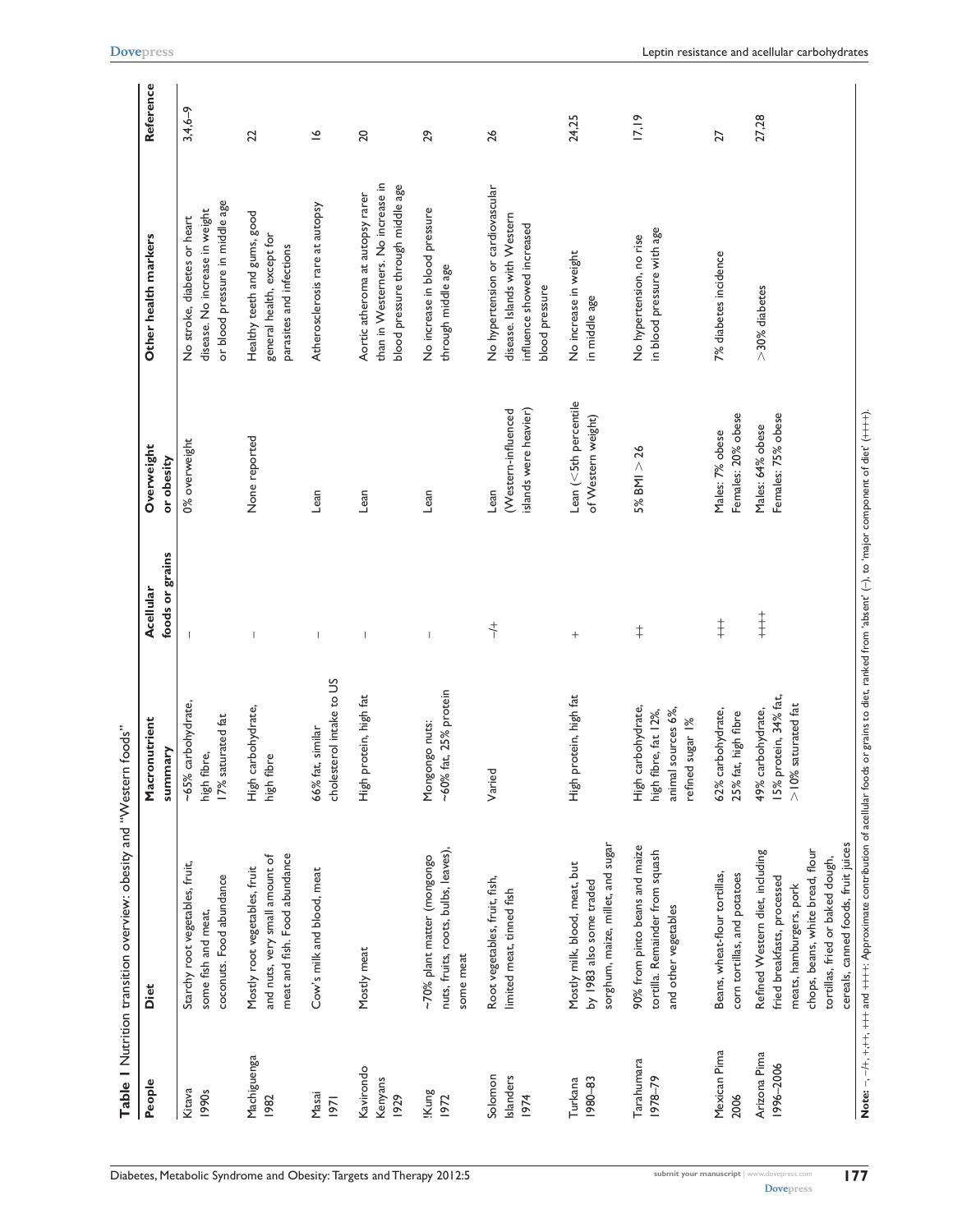**Table 1** Nutrition transition overview: obesity and "Western foods"

| People | Diet | Macronutrient summary | Acellular foods or grains | Overweight or obesity | Other health markers | Reference |
|---|---|---|---|---|---|---|
| Kitava 1990s | Starchy root vegetables, fruit, some fish and meat, coconuts. Food abundance | ~65% carbohydrate, high fibre, 17% saturated fat | – | 0% overweight | No stroke, diabetes or heart disease. No increase in weight or blood pressure in middle age | 3,4,6–9 |
| Machiguenga 1982 | Mostly root vegetables, fruit and nuts, very small amount of meat and fish. Food abundance | High carbohydrate, high fibre | – | None reported | Healthy teeth and gums, good general health, except for parasites and infections | 22 |
| Masai 1971 | Cow's milk and blood, meat | 66% fat, similar cholesterol intake to US | – | Lean | Atherosclerosis rare at autopsy | 16 |
| Kavirondo Kenyans 1929 | Mostly meat | High protein, high fat | – | Lean | Aortic atheroma at autopsy rarer than in Westerners. No increase in blood pressure through middle age | 20 |
| !Kung 1972 | ~70% plant matter (mongongo nuts, fruits, roots, bulbs, leaves), some meat | Mongongo nuts: ~60% fat, 25% protein | – | Lean | No increase in blood pressure through middle age | 29 |
| Solomon Islanders 1974 | Root vegetables, fruit, fish, limited meat, tinned fish | Varied | –/+ | Lean (Western-influenced islands were heavier) | No hypertension or cardiovascular disease. Islands with Western influence showed increased blood pressure | 26 |
| Turkana 1980–83 | Mostly milk, blood, meat, but by 1983 also some traded sorghum, maize, millet, and sugar | High protein, high fat | + | Lean (<5th percentile of Western weight) | No increase in weight in middle age | 24,25 |
| Tarahumara 1978–79 | 90% from pinto beans and maize tortilla. Remainder from squash and other vegetables | High carbohydrate, high fibre, fat 12%, animal sources 6%, refined sugar 1% | ++ | 5% BMI > 26 | No hypertension, no rise in blood pressure with age | 17,19 |
| Mexican Pima 2006 | Beans, wheat-flour tortillas, corn tortillas, and potatoes | 62% carbohydrate, 25% fat, high fibre | +++ | Males: 7% obese Females: 20% obese | 7% diabetes incidence | 27 |
| Arizona Pima 1996–2006 | Refined Western diet, including fried breakfasts, processed meats, hamburgers, pork chops, beans, white bread, flour tortillas, fried or baked dough, cereals, canned foods, fruit juices | 49% carbohydrate, 15% protein, 34% fat, >10% saturated fat | ++++ | Males: 64% obese Females: 75% obese | >30% diabetes | 27,28 |

**Note:** –, –/+, +,++, +++ and ++++: Approximate contribution of acellular foods or grains to diet, ranked from 'absent' (–), to 'major component of diet' (++++).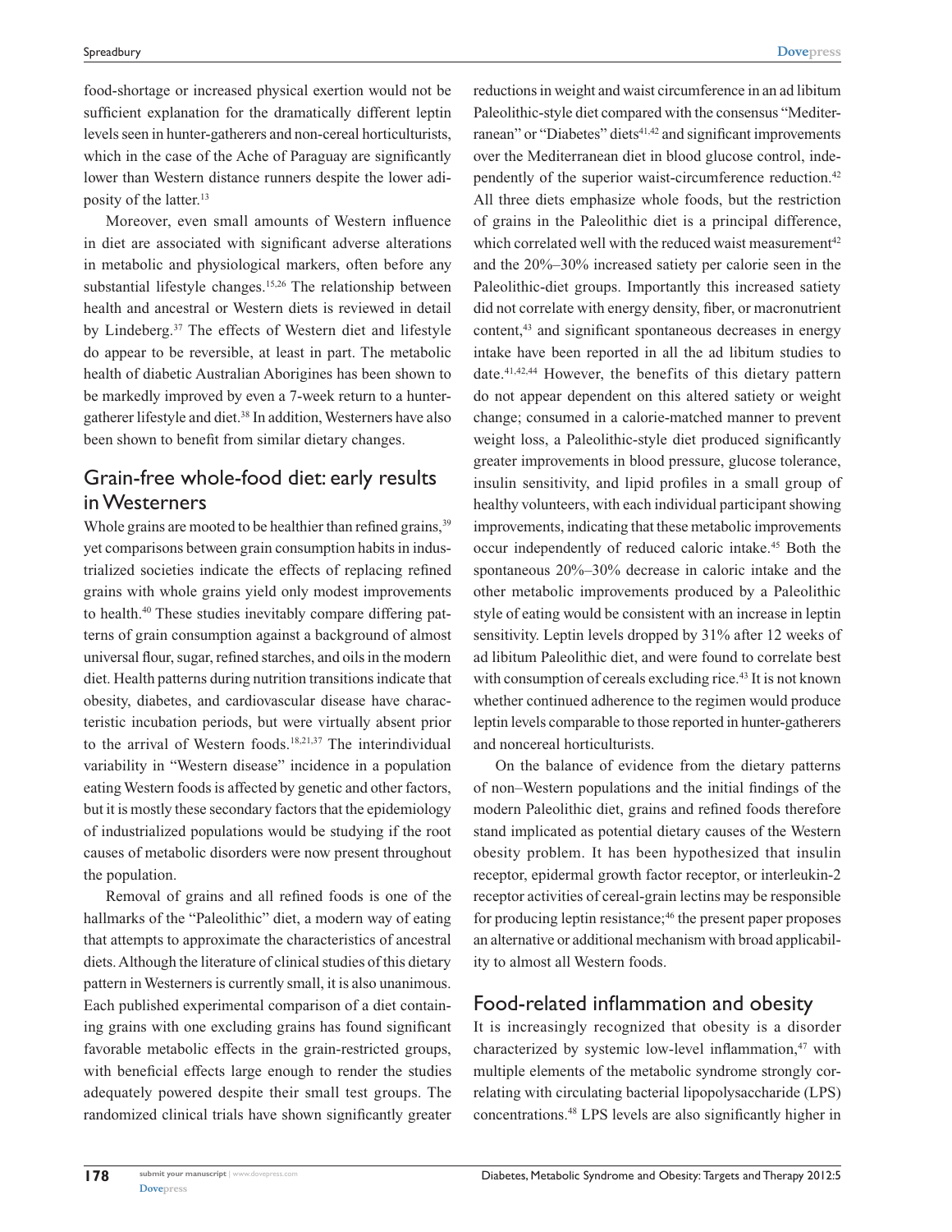food-shortage or increased physical exertion would not be sufficient explanation for the dramatically different leptin levels seen in hunter-gatherers and non-cereal horticulturists, which in the case of the Ache of Paraguay are significantly lower than Western distance runners despite the lower adiposity of the latter.[13]

Moreover, even small amounts of Western influence in diet are associated with significant adverse alterations in metabolic and physiological markers, often before any substantial lifestyle changes.[15,26] The relationship between health and ancestral or Western diets is reviewed in detail by Lindeberg.[37] The effects of Western diet and lifestyle do appear to be reversible, at least in part. The metabolic health of diabetic Australian Aborigines has been shown to be markedly improved by even a 7-week return to a hunter-gatherer lifestyle and diet.[38] In addition, Westerners have also been shown to benefit from similar dietary changes.

## Grain-free whole-food diet: early results in Westerners

Whole grains are mooted to be healthier than refined grains,[39] yet comparisons between grain consumption habits in industrialized societies indicate the effects of replacing refined grains with whole grains yield only modest improvements to health.[40] These studies inevitably compare differing patterns of grain consumption against a background of almost universal flour, sugar, refined starches, and oils in the modern diet. Health patterns during nutrition transitions indicate that obesity, diabetes, and cardiovascular disease have characteristic incubation periods, but were virtually absent prior to the arrival of Western foods.[18,21,37] The interindividual variability in "Western disease" incidence in a population eating Western foods is affected by genetic and other factors, but it is mostly these secondary factors that the epidemiology of industrialized populations would be studying if the root causes of metabolic disorders were now present throughout the population.

Removal of grains and all refined foods is one of the hallmarks of the "Paleolithic" diet, a modern way of eating that attempts to approximate the characteristics of ancestral diets. Although the literature of clinical studies of this dietary pattern in Westerners is currently small, it is also unanimous. Each published experimental comparison of a diet containing grains with one excluding grains has found significant favorable metabolic effects in the grain-restricted groups, with beneficial effects large enough to render the studies adequately powered despite their small test groups. The randomized clinical trials have shown significantly greater reductions in weight and waist circumference in an ad libitum Paleolithic-style diet compared with the consensus "Mediterranean" or "Diabetes" diets[41,42] and significant improvements over the Mediterranean diet in blood glucose control, independently of the superior waist-circumference reduction.[42] All three diets emphasize whole foods, but the restriction of grains in the Paleolithic diet is a principal difference, which correlated well with the reduced waist measurement[42] and the 20%–30% increased satiety per calorie seen in the Paleolithic-diet groups. Importantly this increased satiety did not correlate with energy density, fiber, or macronutrient content,[43] and significant spontaneous decreases in energy intake have been reported in all the ad libitum studies to date.[41,42,44] However, the benefits of this dietary pattern do not appear dependent on this altered satiety or weight change; consumed in a calorie-matched manner to prevent weight loss, a Paleolithic-style diet produced significantly greater improvements in blood pressure, glucose tolerance, insulin sensitivity, and lipid profiles in a small group of healthy volunteers, with each individual participant showing improvements, indicating that these metabolic improvements occur independently of reduced caloric intake.[45] Both the spontaneous 20%–30% decrease in caloric intake and the other metabolic improvements produced by a Paleolithic style of eating would be consistent with an increase in leptin sensitivity. Leptin levels dropped by 31% after 12 weeks of ad libitum Paleolithic diet, and were found to correlate best with consumption of cereals excluding rice.[43] It is not known whether continued adherence to the regimen would produce leptin levels comparable to those reported in hunter-gatherers and noncereal horticulturists.

On the balance of evidence from the dietary patterns of non–Western populations and the initial findings of the modern Paleolithic diet, grains and refined foods therefore stand implicated as potential dietary causes of the Western obesity problem. It has been hypothesized that insulin receptor, epidermal growth factor receptor, or interleukin-2 receptor activities of cereal-grain lectins may be responsible for producing leptin resistance;[46] the present paper proposes an alternative or additional mechanism with broad applicability to almost all Western foods.

## Food-related inflammation and obesity

It is increasingly recognized that obesity is a disorder characterized by systemic low-level inflammation,[47] with multiple elements of the metabolic syndrome strongly correlating with circulating bacterial lipopolysaccharide (LPS) concentrations.[48] LPS levels are also significantly higher in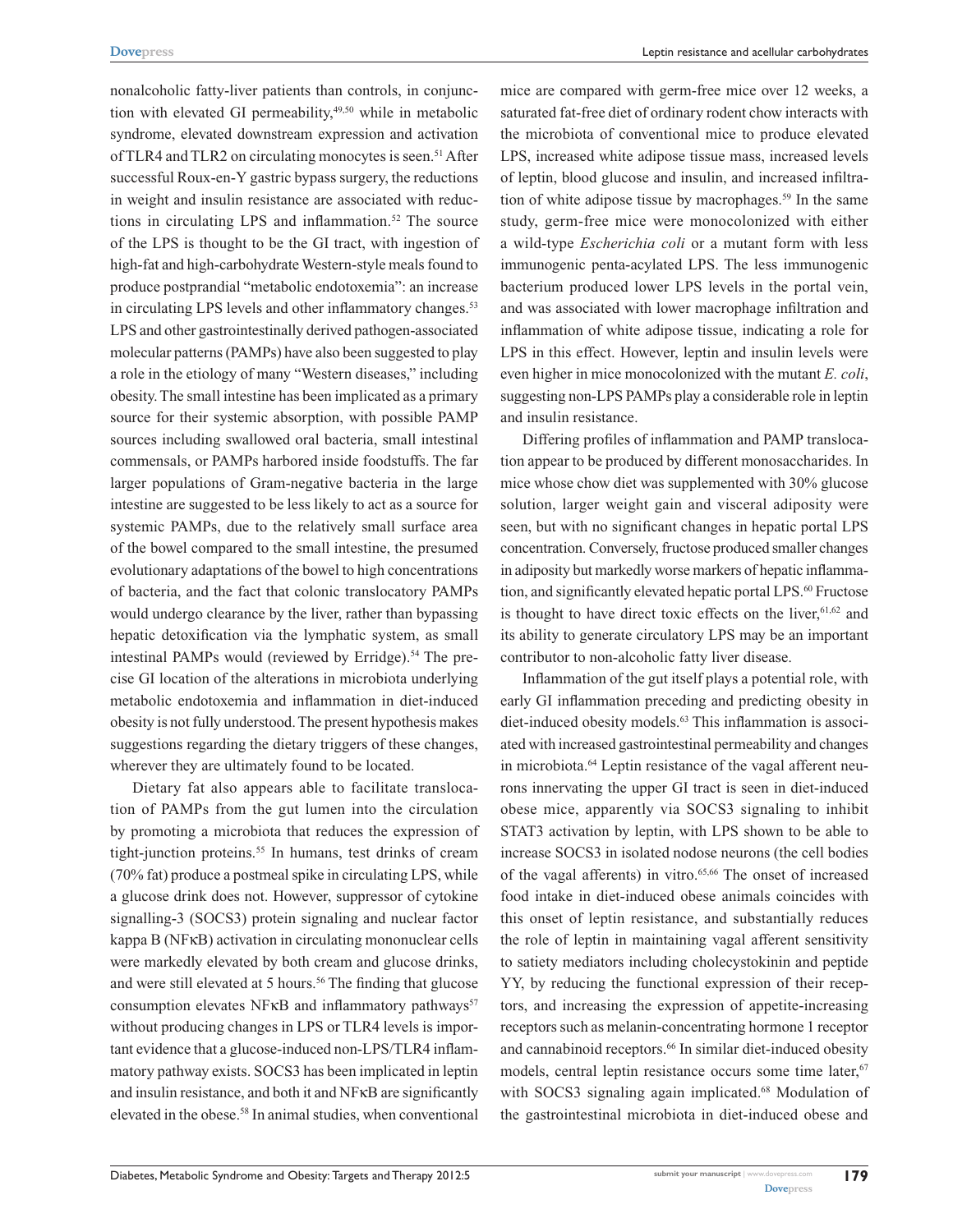nonalcoholic fatty-liver patients than controls, in conjunction with elevated GI permeability,[49,50] while in metabolic syndrome, elevated downstream expression and activation of TLR4 and TLR2 on circulating monocytes is seen.[51] After successful Roux-en-Y gastric bypass surgery, the reductions in weight and insulin resistance are associated with reductions in circulating LPS and inflammation.[52] The source of the LPS is thought to be the GI tract, with ingestion of high-fat and high-carbohydrate Western-style meals found to produce postprandial "metabolic endotoxemia": an increase in circulating LPS levels and other inflammatory changes.[53] LPS and other gastrointestinally derived pathogen-associated molecular patterns (PAMPs) have also been suggested to play a role in the etiology of many "Western diseases," including obesity. The small intestine has been implicated as a primary source for their systemic absorption, with possible PAMP sources including swallowed oral bacteria, small intestinal commensals, or PAMPs harbored inside foodstuffs. The far larger populations of Gram-negative bacteria in the large intestine are suggested to be less likely to act as a source for systemic PAMPs, due to the relatively small surface area of the bowel compared to the small intestine, the presumed evolutionary adaptations of the bowel to high concentrations of bacteria, and the fact that colonic translocatory PAMPs would undergo clearance by the liver, rather than bypassing hepatic detoxification via the lymphatic system, as small intestinal PAMPs would (reviewed by Erridge).[54] The precise GI location of the alterations in microbiota underlying metabolic endotoxemia and inflammation in diet-induced obesity is not fully understood. The present hypothesis makes suggestions regarding the dietary triggers of these changes, wherever they are ultimately found to be located.

Dietary fat also appears able to facilitate translocation of PAMPs from the gut lumen into the circulation by promoting a microbiota that reduces the expression of tight-junction proteins.[55] In humans, test drinks of cream (70% fat) produce a postmeal spike in circulating LPS, while a glucose drink does not. However, suppressor of cytokine signalling-3 (SOCS3) protein signaling and nuclear factor kappa B (NFκB) activation in circulating mononuclear cells were markedly elevated by both cream and glucose drinks, and were still elevated at 5 hours.[56] The finding that glucose consumption elevates NFκB and inflammatory pathways[57] without producing changes in LPS or TLR4 levels is important evidence that a glucose-induced non-LPS/TLR4 inflammatory pathway exists. SOCS3 has been implicated in leptin and insulin resistance, and both it and NFκB are significantly elevated in the obese.[58] In animal studies, when conventional mice are compared with germ-free mice over 12 weeks, a saturated fat-free diet of ordinary rodent chow interacts with the microbiota of conventional mice to produce elevated LPS, increased white adipose tissue mass, increased levels of leptin, blood glucose and insulin, and increased infiltration of white adipose tissue by macrophages.[59] In the same study, germ-free mice were monocolonized with either a wild-type *Escherichia coli* or a mutant form with less immunogenic penta-acylated LPS. The less immunogenic bacterium produced lower LPS levels in the portal vein, and was associated with lower macrophage infiltration and inflammation of white adipose tissue, indicating a role for LPS in this effect. However, leptin and insulin levels were even higher in mice monocolonized with the mutant *E. coli*, suggesting non-LPS PAMPs play a considerable role in leptin and insulin resistance.

Differing profiles of inflammation and PAMP translocation appear to be produced by different monosaccharides. In mice whose chow diet was supplemented with 30% glucose solution, larger weight gain and visceral adiposity were seen, but with no significant changes in hepatic portal LPS concentration. Conversely, fructose produced smaller changes in adiposity but markedly worse markers of hepatic inflammation, and significantly elevated hepatic portal LPS.[60] Fructose is thought to have direct toxic effects on the liver,[61,62] and its ability to generate circulatory LPS may be an important contributor to non-alcoholic fatty liver disease.

Inflammation of the gut itself plays a potential role, with early GI inflammation preceding and predicting obesity in diet-induced obesity models.[63] This inflammation is associated with increased gastrointestinal permeability and changes in microbiota.[64] Leptin resistance of the vagal afferent neurons innervating the upper GI tract is seen in diet-induced obese mice, apparently via SOCS3 signaling to inhibit STAT3 activation by leptin, with LPS shown to be able to increase SOCS3 in isolated nodose neurons (the cell bodies of the vagal afferents) in vitro.[65,66] The onset of increased food intake in diet-induced obese animals coincides with this onset of leptin resistance, and substantially reduces the role of leptin in maintaining vagal afferent sensitivity to satiety mediators including cholecystokinin and peptide YY, by reducing the functional expression of their receptors, and increasing the expression of appetite-increasing receptors such as melanin-concentrating hormone 1 receptor and cannabinoid receptors.[66] In similar diet-induced obesity models, central leptin resistance occurs some time later,[67] with SOCS3 signaling again implicated.[68] Modulation of the gastrointestinal microbiota in diet-induced obese and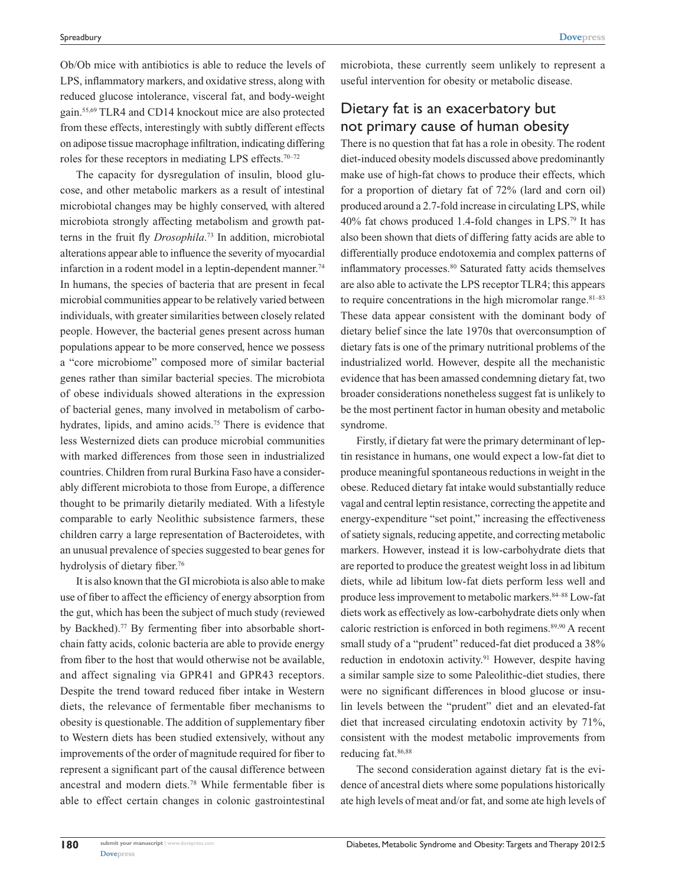Ob/Ob mice with antibiotics is able to reduce the levels of LPS, inflammatory markers, and oxidative stress, along with reduced glucose intolerance, visceral fat, and body-weight gain.[55,69] TLR4 and CD14 knockout mice are also protected from these effects, interestingly with subtly different effects on adipose tissue macrophage infiltration, indicating differing roles for these receptors in mediating LPS effects.[70–72]

The capacity for dysregulation of insulin, blood glucose, and other metabolic markers as a result of intestinal microbiotal changes may be highly conserved, with altered microbiota strongly affecting metabolism and growth patterns in the fruit fly *Drosophila*.[73] In addition, microbiotal alterations appear able to influence the severity of myocardial infarction in a rodent model in a leptin-dependent manner.[74] In humans, the species of bacteria that are present in fecal microbial communities appear to be relatively varied between individuals, with greater similarities between closely related people. However, the bacterial genes present across human populations appear to be more conserved, hence we possess a "core microbiome" composed more of similar bacterial genes rather than similar bacterial species. The microbiota of obese individuals showed alterations in the expression of bacterial genes, many involved in metabolism of carbohydrates, lipids, and amino acids.[75] There is evidence that less Westernized diets can produce microbial communities with marked differences from those seen in industrialized countries. Children from rural Burkina Faso have a considerably different microbiota to those from Europe, a difference thought to be primarily dietarily mediated. With a lifestyle comparable to early Neolithic subsistence farmers, these children carry a large representation of Bacteroidetes, with an unusual prevalence of species suggested to bear genes for hydrolysis of dietary fiber.[76]

It is also known that the GI microbiota is also able to make use of fiber to affect the efficiency of energy absorption from the gut, which has been the subject of much study (reviewed by Backhed).[77] By fermenting fiber into absorbable short-chain fatty acids, colonic bacteria are able to provide energy from fiber to the host that would otherwise not be available, and affect signaling via GPR41 and GPR43 receptors. Despite the trend toward reduced fiber intake in Western diets, the relevance of fermentable fiber mechanisms to obesity is questionable. The addition of supplementary fiber to Western diets has been studied extensively, without any improvements of the order of magnitude required for fiber to represent a significant part of the causal difference between ancestral and modern diets.[78] While fermentable fiber is able to effect certain changes in colonic gastrointestinal microbiota, these currently seem unlikely to represent a useful intervention for obesity or metabolic disease.

## Dietary fat is an exacerbatory but not primary cause of human obesity

There is no question that fat has a role in obesity. The rodent diet-induced obesity models discussed above predominantly make use of high-fat chows to produce their effects, which for a proportion of dietary fat of 72% (lard and corn oil) produced around a 2.7-fold increase in circulating LPS, while 40% fat chows produced 1.4-fold changes in LPS.[79] It has also been shown that diets of differing fatty acids are able to differentially produce endotoxemia and complex patterns of inflammatory processes.[80] Saturated fatty acids themselves are also able to activate the LPS receptor TLR4; this appears to require concentrations in the high micromolar range.[81–83] These data appear consistent with the dominant body of dietary belief since the late 1970s that overconsumption of dietary fats is one of the primary nutritional problems of the industrialized world. However, despite all the mechanistic evidence that has been amassed condemning dietary fat, two broader considerations nonetheless suggest fat is unlikely to be the most pertinent factor in human obesity and metabolic syndrome.

Firstly, if dietary fat were the primary determinant of leptin resistance in humans, one would expect a low-fat diet to produce meaningful spontaneous reductions in weight in the obese. Reduced dietary fat intake would substantially reduce vagal and central leptin resistance, correcting the appetite and energy-expenditure "set point," increasing the effectiveness of satiety signals, reducing appetite, and correcting metabolic markers. However, instead it is low-carbohydrate diets that are reported to produce the greatest weight loss in ad libitum diets, while ad libitum low-fat diets perform less well and produce less improvement to metabolic markers.[84–88] Low-fat diets work as effectively as low-carbohydrate diets only when caloric restriction is enforced in both regimens.[89,90] A recent small study of a "prudent" reduced-fat diet produced a 38% reduction in endotoxin activity.[91] However, despite having a similar sample size to some Paleolithic-diet studies, there were no significant differences in blood glucose or insulin levels between the "prudent" diet and an elevated-fat diet that increased circulating endotoxin activity by 71%, consistent with the modest metabolic improvements from reducing fat.[86,88]

The second consideration against dietary fat is the evidence of ancestral diets where some populations historically ate high levels of meat and/or fat, and some ate high levels of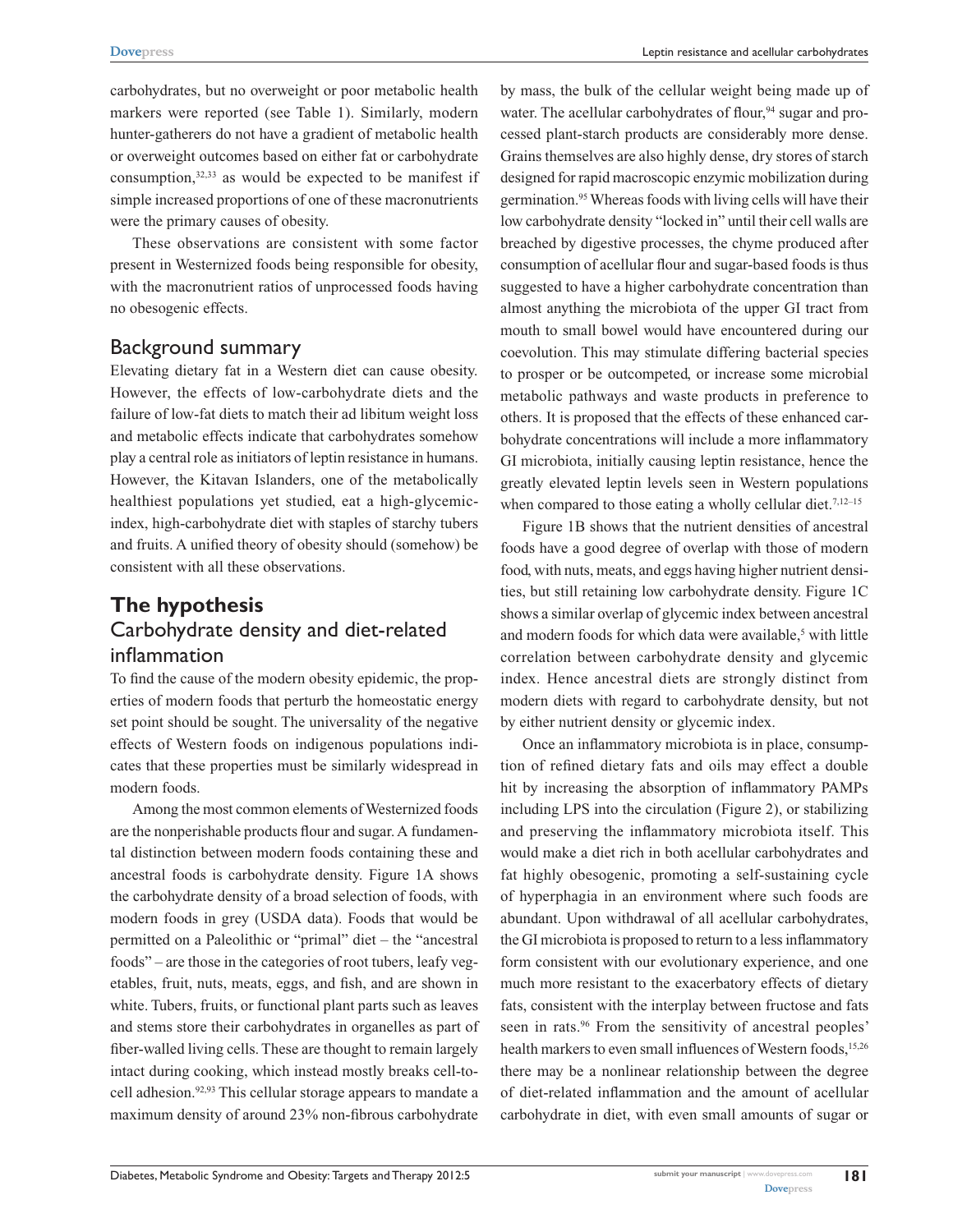carbohydrates, but no overweight or poor metabolic health markers were reported (see Table 1). Similarly, modern hunter-gatherers do not have a gradient of metabolic health or overweight outcomes based on either fat or carbohydrate consumption,[32,33] as would be expected to be manifest if simple increased proportions of one of these macronutrients were the primary causes of obesity.

These observations are consistent with some factor present in Westernized foods being responsible for obesity, with the macronutrient ratios of unprocessed foods having no obesogenic effects.

## Background summary

Elevating dietary fat in a Western diet can cause obesity. However, the effects of low-carbohydrate diets and the failure of low-fat diets to match their ad libitum weight loss and metabolic effects indicate that carbohydrates somehow play a central role as initiators of leptin resistance in humans. However, the Kitavan Islanders, one of the metabolically healthiest populations yet studied, eat a high-glycemic-index, high-carbohydrate diet with staples of starchy tubers and fruits. A unified theory of obesity should (somehow) be consistent with all these observations.

# The hypothesis

## Carbohydrate density and diet-related inflammation

To find the cause of the modern obesity epidemic, the properties of modern foods that perturb the homeostatic energy set point should be sought. The universality of the negative effects of Western foods on indigenous populations indicates that these properties must be similarly widespread in modern foods.

Among the most common elements of Westernized foods are the nonperishable products flour and sugar. A fundamental distinction between modern foods containing these and ancestral foods is carbohydrate density. Figure 1A shows the carbohydrate density of a broad selection of foods, with modern foods in grey (USDA data). Foods that would be permitted on a Paleolithic or "primal" diet – the "ancestral foods" – are those in the categories of root tubers, leafy vegetables, fruit, nuts, meats, eggs, and fish, and are shown in white. Tubers, fruits, or functional plant parts such as leaves and stems store their carbohydrates in organelles as part of fiber-walled living cells. These are thought to remain largely intact during cooking, which instead mostly breaks cell-to-cell adhesion.[92,93] This cellular storage appears to mandate a maximum density of around 23% non-fibrous carbohydrate by mass, the bulk of the cellular weight being made up of water. The acellular carbohydrates of flour,[94] sugar and processed plant-starch products are considerably more dense. Grains themselves are also highly dense, dry stores of starch designed for rapid macroscopic enzymic mobilization during germination.[95] Whereas foods with living cells will have their low carbohydrate density "locked in" until their cell walls are breached by digestive processes, the chyme produced after consumption of acellular flour and sugar-based foods is thus suggested to have a higher carbohydrate concentration than almost anything the microbiota of the upper GI tract from mouth to small bowel would have encountered during our coevolution. This may stimulate differing bacterial species to prosper or be outcompeted, or increase some microbial metabolic pathways and waste products in preference to others. It is proposed that the effects of these enhanced carbohydrate concentrations will include a more inflammatory GI microbiota, initially causing leptin resistance, hence the greatly elevated leptin levels seen in Western populations when compared to those eating a wholly cellular diet.[7,12–15]

Figure 1B shows that the nutrient densities of ancestral foods have a good degree of overlap with those of modern food, with nuts, meats, and eggs having higher nutrient densities, but still retaining low carbohydrate density. Figure 1C shows a similar overlap of glycemic index between ancestral and modern foods for which data were available,[5] with little correlation between carbohydrate density and glycemic index. Hence ancestral diets are strongly distinct from modern diets with regard to carbohydrate density, but not by either nutrient density or glycemic index.

Once an inflammatory microbiota is in place, consumption of refined dietary fats and oils may effect a double hit by increasing the absorption of inflammatory PAMPs including LPS into the circulation (Figure 2), or stabilizing and preserving the inflammatory microbiota itself. This would make a diet rich in both acellular carbohydrates and fat highly obesogenic, promoting a self-sustaining cycle of hyperphagia in an environment where such foods are abundant. Upon withdrawal of all acellular carbohydrates, the GI microbiota is proposed to return to a less inflammatory form consistent with our evolutionary experience, and one much more resistant to the exacerbatory effects of dietary fats, consistent with the interplay between fructose and fats seen in rats.[96] From the sensitivity of ancestral peoples' health markers to even small influences of Western foods,[15,26] there may be a nonlinear relationship between the degree of diet-related inflammation and the amount of acellular carbohydrate in diet, with even small amounts of sugar or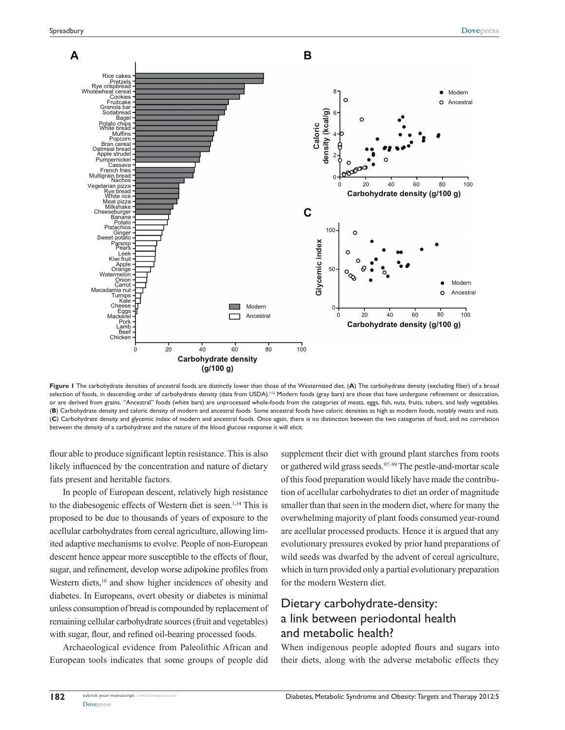A

Rice cakes
Pretzels
Rye crispbread
Wholewheat cereal
Cookies
Fruitcake
Granola bar
Sodabread
Bagel
Potato chips
White bread
Muffins
Popcorn
Bran cereal
Oatmeal bread
Apple strudel
Pumpernickel
Cassava
French fries
Multigrain bread
Nachos
Vegetarian pizza
Rye bread
White rice
Meat pizza
Milkshake
Cheeseburger
Banana
Potato
Pistachios
Ginger
Sweet potato
Parsnip
Pears
Leek
Kiwi fruit
Apple
Orange
Watermelon
Onion
Carrot
Macadamia nut
Turnips
Kale
Cheese
Eggs
Mackerel
Pork
Lamb
Beef
Chicken

0 20 40 60 80 100

Carbohydrate density (g/100 g)

Modern
Ancestral

B

Caloric density (kcal/g)

0 2 4 6 8

0 20 40 60 80 100

Carbohydrate density (g/100 g)

Modern
Ancestral

C

Glycemic index

0 50 100

0 20 40 60 80 100

Carbohydrate density (g/100 g)

Modern
Ancestral

**Figure 1** The carbohydrate densities of ancestral foods are distinctly lower than those of the Westernized diet. (**A**) The carbohydrate density (excluding fiber) of a broad selection of foods, in descending order of carbohydrate density (data from USDA).[112] Modern foods (gray bars) are those that have undergone refinement or desiccation, or are derived from grains. "Ancestral" foods (white bars) are unprocessed whole-foods from the categories of meats, eggs, fish, nuts, fruits, tubers, and leafy vegetables. (**B**) Carbohydrate density and caloric density of modern and ancestral foods. Some ancestral foods have caloric densities as high as modern foods, notably meats and nuts. (**C**) Carbohydrate density and glycemic index of modern and ancestral foods. Once again, there is no distinction between the two categories of food, and no correlation between the density of a carbohydrate and the nature of the blood glucose response it will elicit.

flour able to produce significant leptin resistance. This is also likely influenced by the concentration and nature of dietary fats present and heritable factors.

In people of European descent, relatively high resistance to the diabesogenic effects of Western diet is seen.[1,34] This is proposed to be due to thousands of years of exposure to the acellular carbohydrates from cereal agriculture, allowing limited adaptive mechanisms to evolve. People of non-European descent hence appear more susceptible to the effects of flour, sugar, and refinement, develop worse adipokine profiles from Western diets,[10] and show higher incidences of obesity and diabetes. In Europeans, overt obesity or diabetes is minimal unless consumption of bread is compounded by replacement of remaining cellular carbohydrate sources (fruit and vegetables) with sugar, flour, and refined oil-bearing processed foods.

Archaeological evidence from Paleolithic African and European tools indicates that some groups of people did supplement their diet with ground plant starches from roots or gathered wild grass seeds.[97–99] The pestle-and-mortar scale of this food preparation would likely have made the contribution of acellular carbohydrates to diet an order of magnitude smaller than that seen in the modern diet, where for many the overwhelming majority of plant foods consumed year-round are acellular processed products. Hence it is argued that any evolutionary pressures evoked by prior hand preparations of wild seeds was dwarfed by the advent of cereal agriculture, which in turn provided only a partial evolutionary preparation for the modern Western diet.

## Dietary carbohydrate-density: a link between periodontal health and metabolic health?

When indigenous people adopted flours and sugars into their diets, along with the adverse metabolic effects they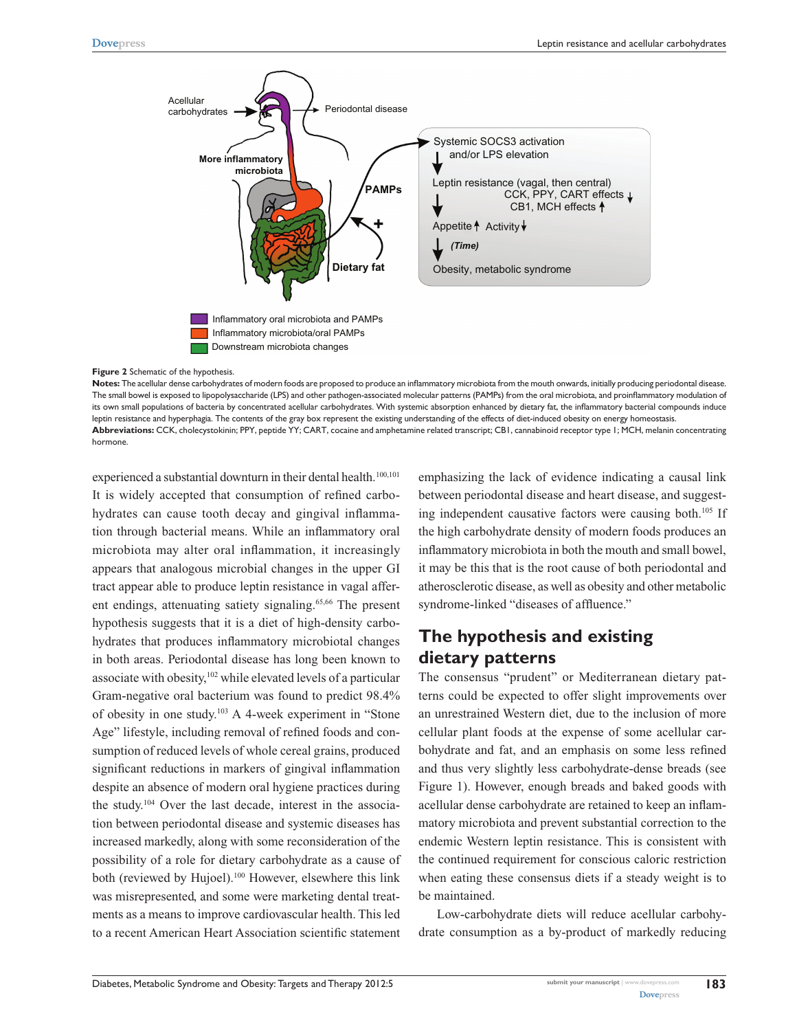**Figure 2** Schematic of the hypothesis.

**Notes:** The acellular dense carbohydrates of modern foods are proposed to produce an inflammatory microbiota from the mouth onwards, initially producing periodontal disease. The small bowel is exposed to lipopolysaccharide (LPS) and other pathogen-associated molecular patterns (PAMPs) from the oral microbiota, and proinflammatory modulation of its own small populations of bacteria by concentrated acellular carbohydrates. With systemic absorption enhanced by dietary fat, the inflammatory bacterial compounds induce leptin resistance and hyperphagia. The contents of the gray box represent the existing understanding of the effects of diet-induced obesity on energy homeostasis.

**Abbreviations:** CCK, cholecystokinin; PPY, peptide YY; CART, cocaine and amphetamine related transcript; CB1, cannabinoid receptor type 1; MCH, melanin concentrating hormone.

experienced a substantial downturn in their dental health.[100,101] It is widely accepted that consumption of refined carbohydrates can cause tooth decay and gingival inflammation through bacterial means. While an inflammatory oral microbiota may alter oral inflammation, it increasingly appears that analogous microbial changes in the upper GI tract appear able to produce leptin resistance in vagal afferent endings, attenuating satiety signaling.[65,66] The present hypothesis suggests that it is a diet of high-density carbohydrates that produces inflammatory microbiotal changes in both areas. Periodontal disease has long been known to associate with obesity,[102] while elevated levels of a particular Gram-negative oral bacterium was found to predict 98.4% of obesity in one study.[103] A 4-week experiment in "Stone Age" lifestyle, including removal of refined foods and consumption of reduced levels of whole cereal grains, produced significant reductions in markers of gingival inflammation despite an absence of modern oral hygiene practices during the study.[104] Over the last decade, interest in the association between periodontal disease and systemic diseases has increased markedly, along with some reconsideration of the possibility of a role for dietary carbohydrate as a cause of both (reviewed by Hujoel).[100] However, elsewhere this link was misrepresented, and some were marketing dental treatments as a means to improve cardiovascular health. This led to a recent American Heart Association scientific statement emphasizing the lack of evidence indicating a causal link between periodontal disease and heart disease, and suggesting independent causative factors were causing both.[105] If the high carbohydrate density of modern foods produces an inflammatory microbiota in both the mouth and small bowel, it may be this that is the root cause of both periodontal and atherosclerotic disease, as well as obesity and other metabolic syndrome-linked "diseases of affluence."

## The hypothesis and existing dietary patterns

The consensus "prudent" or Mediterranean dietary patterns could be expected to offer slight improvements over an unrestrained Western diet, due to the inclusion of more cellular plant foods at the expense of some acellular carbohydrate and fat, and an emphasis on some less refined and thus very slightly less carbohydrate-dense breads (see Figure 1). However, enough breads and baked goods with acellular dense carbohydrate are retained to keep an inflammatory microbiota and prevent substantial correction to the endemic Western leptin resistance. This is consistent with the continued requirement for conscious caloric restriction when eating these consensus diets if a steady weight is to be maintained.

Low-carbohydrate diets will reduce acellular carbohydrate consumption as a by-product of markedly reducing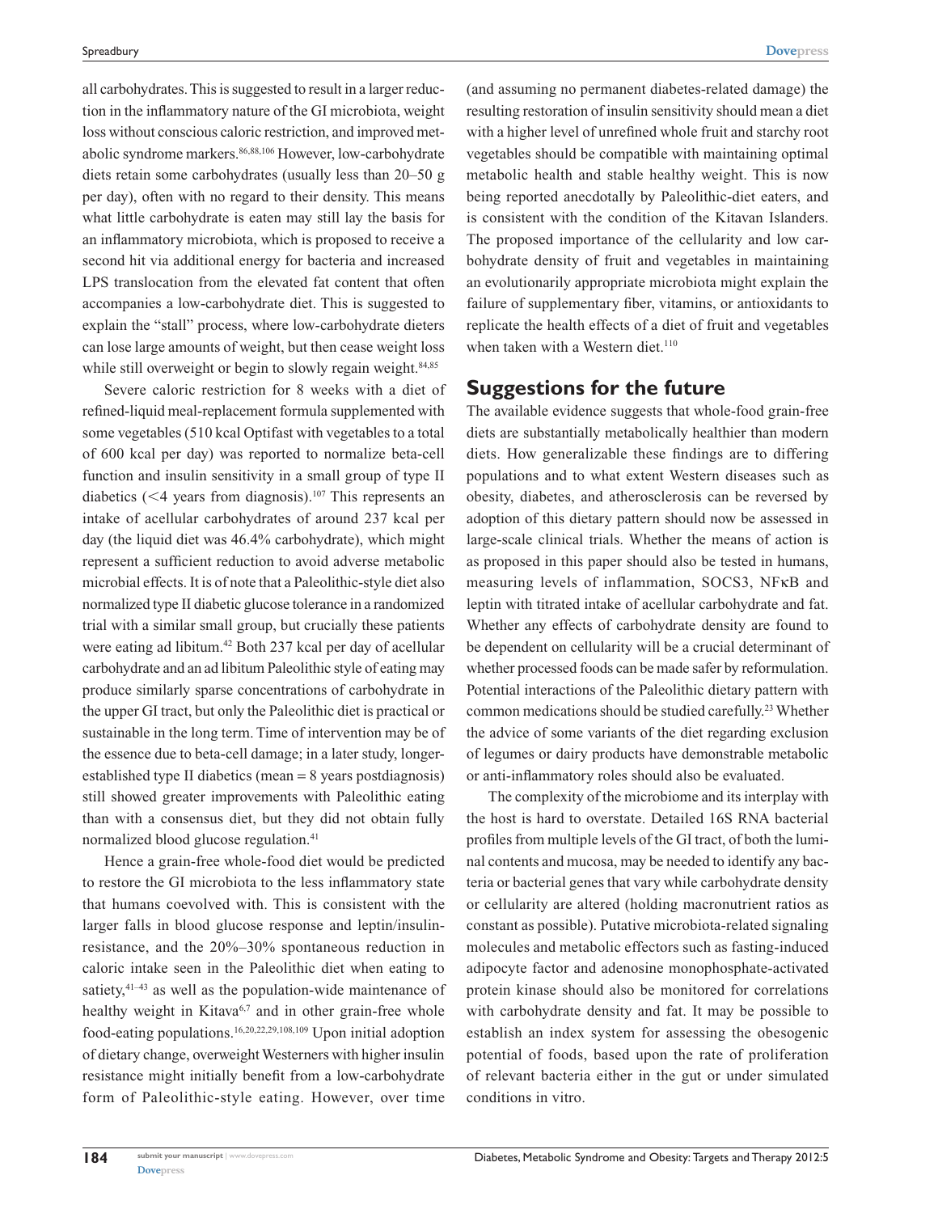all carbohydrates. This is suggested to result in a larger reduction in the inflammatory nature of the GI microbiota, weight loss without conscious caloric restriction, and improved metabolic syndrome markers.[86,88,106] However, low-carbohydrate diets retain some carbohydrates (usually less than 20–50 g per day), often with no regard to their density. This means what little carbohydrate is eaten may still lay the basis for an inflammatory microbiota, which is proposed to receive a second hit via additional energy for bacteria and increased LPS translocation from the elevated fat content that often accompanies a low-carbohydrate diet. This is suggested to explain the "stall" process, where low-carbohydrate dieters can lose large amounts of weight, but then cease weight loss while still overweight or begin to slowly regain weight.[84,85]

Severe caloric restriction for 8 weeks with a diet of refined-liquid meal-replacement formula supplemented with some vegetables (510 kcal Optifast with vegetables to a total of 600 kcal per day) was reported to normalize beta-cell function and insulin sensitivity in a small group of type II diabetics (<4 years from diagnosis).[107] This represents an intake of acellular carbohydrates of around 237 kcal per day (the liquid diet was 46.4% carbohydrate), which might represent a sufficient reduction to avoid adverse metabolic microbial effects. It is of note that a Paleolithic-style diet also normalized type II diabetic glucose tolerance in a randomized trial with a similar small group, but crucially these patients were eating ad libitum.[42] Both 237 kcal per day of acellular carbohydrate and an ad libitum Paleolithic style of eating may produce similarly sparse concentrations of carbohydrate in the upper GI tract, but only the Paleolithic diet is practical or sustainable in the long term. Time of intervention may be of the essence due to beta-cell damage; in a later study, longer-established type II diabetics (mean = 8 years postdiagnosis) still showed greater improvements with Paleolithic eating than with a consensus diet, but they did not obtain fully normalized blood glucose regulation.[41]

Hence a grain-free whole-food diet would be predicted to restore the GI microbiota to the less inflammatory state that humans coevolved with. This is consistent with the larger falls in blood glucose response and leptin/insulin-resistance, and the 20%–30% spontaneous reduction in caloric intake seen in the Paleolithic diet when eating to satiety,[41–43] as well as the population-wide maintenance of healthy weight in Kitava[6,7] and in other grain-free whole food-eating populations.[16,20,22,29,108,109] Upon initial adoption of dietary change, overweight Westerners with higher insulin resistance might initially benefit from a low-carbohydrate form of Paleolithic-style eating. However, over time (and assuming no permanent diabetes-related damage) the resulting restoration of insulin sensitivity should mean a diet with a higher level of unrefined whole fruit and starchy root vegetables should be compatible with maintaining optimal metabolic health and stable healthy weight. This is now being reported anecdotally by Paleolithic-diet eaters, and is consistent with the condition of the Kitavan Islanders. The proposed importance of the cellularity and low carbohydrate density of fruit and vegetables in maintaining an evolutionarily appropriate microbiota might explain the failure of supplementary fiber, vitamins, or antioxidants to replicate the health effects of a diet of fruit and vegetables when taken with a Western diet.[110]

## Suggestions for the future

The available evidence suggests that whole-food grain-free diets are substantially metabolically healthier than modern diets. How generalizable these findings are to differing populations and to what extent Western diseases such as obesity, diabetes, and atherosclerosis can be reversed by adoption of this dietary pattern should now be assessed in large-scale clinical trials. Whether the means of action is as proposed in this paper should also be tested in humans, measuring levels of inflammation, SOCS3, NFκB and leptin with titrated intake of acellular carbohydrate and fat. Whether any effects of carbohydrate density are found to be dependent on cellularity will be a crucial determinant of whether processed foods can be made safer by reformulation. Potential interactions of the Paleolithic dietary pattern with common medications should be studied carefully.[23] Whether the advice of some variants of the diet regarding exclusion of legumes or dairy products have demonstrable metabolic or anti-inflammatory roles should also be evaluated.

The complexity of the microbiome and its interplay with the host is hard to overstate. Detailed 16S RNA bacterial profiles from multiple levels of the GI tract, of both the luminal contents and mucosa, may be needed to identify any bacteria or bacterial genes that vary while carbohydrate density or cellularity are altered (holding macronutrient ratios as constant as possible). Putative microbiota-related signaling molecules and metabolic effectors such as fasting-induced adipocyte factor and adenosine monophosphate-activated protein kinase should also be monitored for correlations with carbohydrate density and fat. It may be possible to establish an index system for assessing the obesogenic potential of foods, based upon the rate of proliferation of relevant bacteria either in the gut or under simulated conditions in vitro.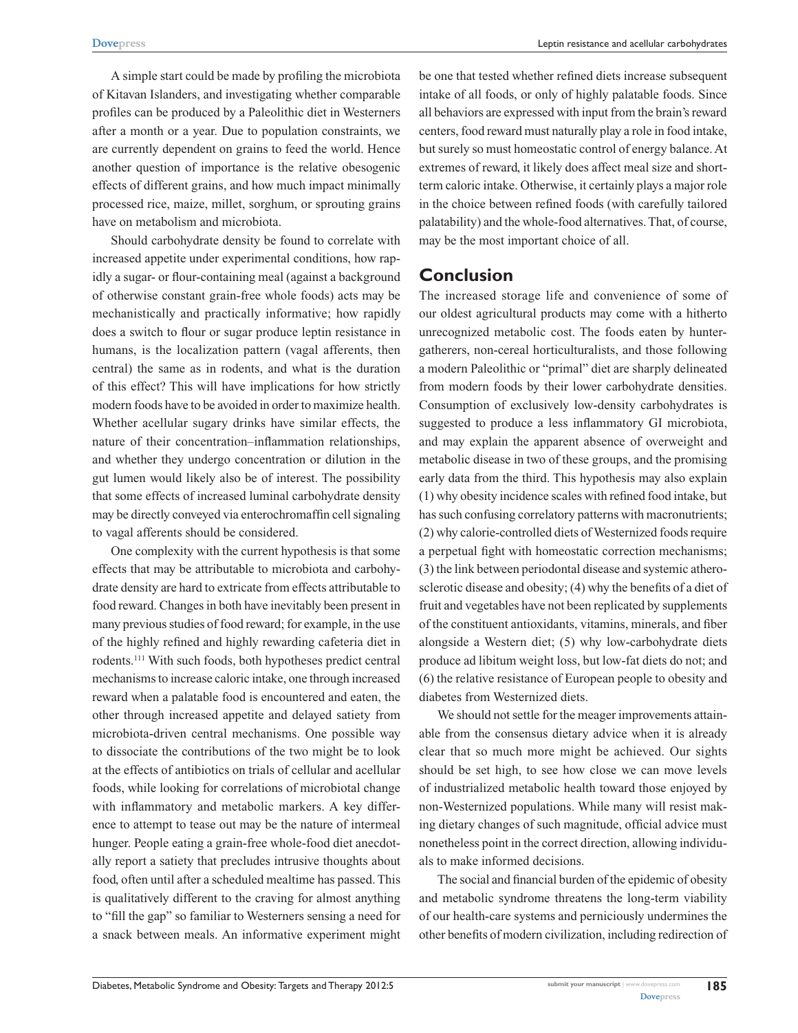A simple start could be made by profiling the microbiota of Kitavan Islanders, and investigating whether comparable profiles can be produced by a Paleolithic diet in Westerners after a month or a year. Due to population constraints, we are currently dependent on grains to feed the world. Hence another question of importance is the relative obesogenic effects of different grains, and how much impact minimally processed rice, maize, millet, sorghum, or sprouting grains have on metabolism and microbiota.

Should carbohydrate density be found to correlate with increased appetite under experimental conditions, how rapidly a sugar- or flour-containing meal (against a background of otherwise constant grain-free whole foods) acts may be mechanistically and practically informative; how rapidly does a switch to flour or sugar produce leptin resistance in humans, is the localization pattern (vagal afferents, then central) the same as in rodents, and what is the duration of this effect? This will have implications for how strictly modern foods have to be avoided in order to maximize health. Whether acellular sugary drinks have similar effects, the nature of their concentration–inflammation relationships, and whether they undergo concentration or dilution in the gut lumen would likely also be of interest. The possibility that some effects of increased luminal carbohydrate density may be directly conveyed via enterochromaffin cell signaling to vagal afferents should be considered.

One complexity with the current hypothesis is that some effects that may be attributable to microbiota and carbohydrate density are hard to extricate from effects attributable to food reward. Changes in both have inevitably been present in many previous studies of food reward; for example, in the use of the highly refined and highly rewarding cafeteria diet in rodents.[111] With such foods, both hypotheses predict central mechanisms to increase caloric intake, one through increased reward when a palatable food is encountered and eaten, the other through increased appetite and delayed satiety from microbiota-driven central mechanisms. One possible way to dissociate the contributions of the two might be to look at the effects of antibiotics on trials of cellular and acellular foods, while looking for correlations of microbiotal change with inflammatory and metabolic markers. A key difference to attempt to tease out may be the nature of intermeal hunger. People eating a grain-free whole-food diet anecdotally report a satiety that precludes intrusive thoughts about food, often until after a scheduled mealtime has passed. This is qualitatively different to the craving for almost anything to "fill the gap" so familiar to Westerners sensing a need for a snack between meals. An informative experiment might be one that tested whether refined diets increase subsequent intake of all foods, or only of highly palatable foods. Since all behaviors are expressed with input from the brain's reward centers, food reward must naturally play a role in food intake, but surely so must homeostatic control of energy balance. At extremes of reward, it likely does affect meal size and short-term caloric intake. Otherwise, it certainly plays a major role in the choice between refined foods (with carefully tailored palatability) and the whole-food alternatives. That, of course, may be the most important choice of all.

## Conclusion

The increased storage life and convenience of some of our oldest agricultural products may come with a hitherto unrecognized metabolic cost. The foods eaten by hunter-gatherers, non-cereal horticulturalists, and those following a modern Paleolithic or "primal" diet are sharply delineated from modern foods by their lower carbohydrate densities. Consumption of exclusively low-density carbohydrates is suggested to produce a less inflammatory GI microbiota, and may explain the apparent absence of overweight and metabolic disease in two of these groups, and the promising early data from the third. This hypothesis may also explain (1) why obesity incidence scales with refined food intake, but has such confusing correlatory patterns with macronutrients; (2) why calorie-controlled diets of Westernized foods require a perpetual fight with homeostatic correction mechanisms; (3) the link between periodontal disease and systemic atherosclerotic disease and obesity; (4) why the benefits of a diet of fruit and vegetables have not been replicated by supplements of the constituent antioxidants, vitamins, minerals, and fiber alongside a Western diet; (5) why low-carbohydrate diets produce ad libitum weight loss, but low-fat diets do not; and (6) the relative resistance of European people to obesity and diabetes from Westernized diets.

We should not settle for the meager improvements attainable from the consensus dietary advice when it is already clear that so much more might be achieved. Our sights should be set high, to see how close we can move levels of industrialized metabolic health toward those enjoyed by non-Westernized populations. While many will resist making dietary changes of such magnitude, official advice must nonetheless point in the correct direction, allowing individuals to make informed decisions.

The social and financial burden of the epidemic of obesity and metabolic syndrome threatens the long-term viability of our health-care systems and perniciously undermines the other benefits of modern civilization, including redirection of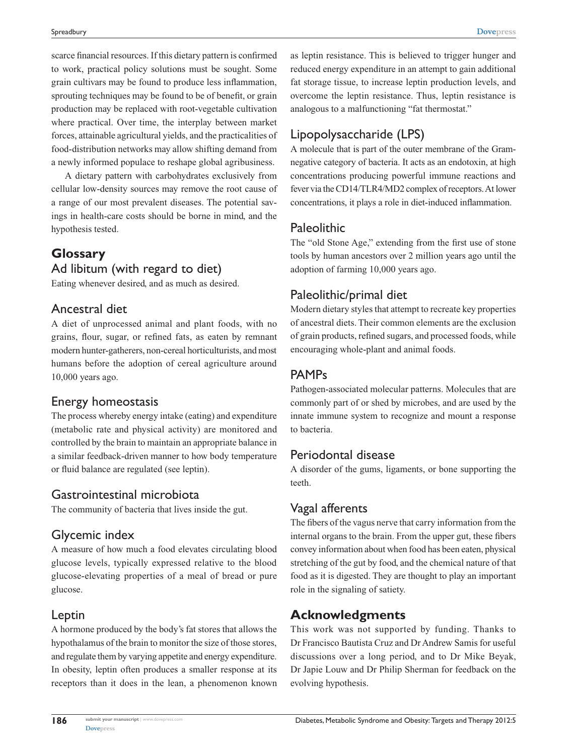scarce financial resources. If this dietary pattern is confirmed to work, practical policy solutions must be sought. Some grain cultivars may be found to produce less inflammation, sprouting techniques may be found to be of benefit, or grain production may be replaced with root-vegetable cultivation where practical. Over time, the interplay between market forces, attainable agricultural yields, and the practicalities of food-distribution networks may allow shifting demand from a newly informed populace to reshape global agribusiness.

A dietary pattern with carbohydrates exclusively from cellular low-density sources may remove the root cause of a range of our most prevalent diseases. The potential savings in health-care costs should be borne in mind, and the hypothesis tested.

## Glossary

### Ad libitum (with regard to diet)

Eating whenever desired, and as much as desired.

### Ancestral diet

A diet of unprocessed animal and plant foods, with no grains, flour, sugar, or refined fats, as eaten by remnant modern hunter-gatherers, non-cereal horticulturists, and most humans before the adoption of cereal agriculture around 10,000 years ago.

### Energy homeostasis

The process whereby energy intake (eating) and expenditure (metabolic rate and physical activity) are monitored and controlled by the brain to maintain an appropriate balance in a similar feedback-driven manner to how body temperature or fluid balance are regulated (see leptin).

### Gastrointestinal microbiota

The community of bacteria that lives inside the gut.

### Glycemic index

A measure of how much a food elevates circulating blood glucose levels, typically expressed relative to the blood glucose-elevating properties of a meal of bread or pure glucose.

### Leptin

A hormone produced by the body's fat stores that allows the hypothalamus of the brain to monitor the size of those stores, and regulate them by varying appetite and energy expenditure. In obesity, leptin often produces a smaller response at its receptors than it does in the lean, a phenomenon known as leptin resistance. This is believed to trigger hunger and reduced energy expenditure in an attempt to gain additional fat storage tissue, to increase leptin production levels, and overcome the leptin resistance. Thus, leptin resistance is analogous to a malfunctioning "fat thermostat."

### Lipopolysaccharide (LPS)

A molecule that is part of the outer membrane of the Gram-negative category of bacteria. It acts as an endotoxin, at high concentrations producing powerful immune reactions and fever via the CD14/TLR4/MD2 complex of receptors. At lower concentrations, it plays a role in diet-induced inflammation.

### Paleolithic

The "old Stone Age," extending from the first use of stone tools by human ancestors over 2 million years ago until the adoption of farming 10,000 years ago.

### Paleolithic/primal diet

Modern dietary styles that attempt to recreate key properties of ancestral diets. Their common elements are the exclusion of grain products, refined sugars, and processed foods, while encouraging whole-plant and animal foods.

### PAMPs

Pathogen-associated molecular patterns. Molecules that are commonly part of or shed by microbes, and are used by the innate immune system to recognize and mount a response to bacteria.

### Periodontal disease

A disorder of the gums, ligaments, or bone supporting the teeth.

### Vagal afferents

The fibers of the vagus nerve that carry information from the internal organs to the brain. From the upper gut, these fibers convey information about when food has been eaten, physical stretching of the gut by food, and the chemical nature of that food as it is digested. They are thought to play an important role in the signaling of satiety.

## Acknowledgments

This work was not supported by funding. Thanks to Dr Francisco Bautista Cruz and Dr Andrew Samis for useful discussions over a long period, and to Dr Mike Beyak, Dr Japie Louw and Dr Philip Sherman for feedback on the evolving hypothesis.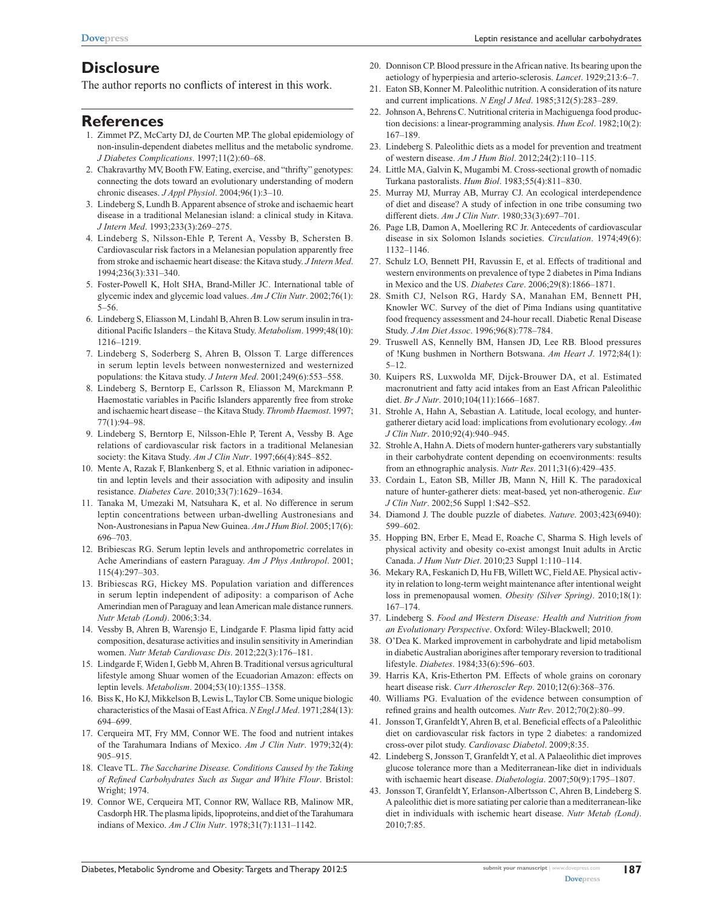## Disclosure

The author reports no conflicts of interest in this work.

## References

1. Zimmet PZ, McCarty DJ, de Courten MP. The global epidemiology of non-insulin-dependent diabetes mellitus and the metabolic syndrome. *J Diabetes Complications*. 1997;11(2):60–68.
2. Chakravarthy MV, Booth FW. Eating, exercise, and "thrifty" genotypes: connecting the dots toward an evolutionary understanding of modern chronic diseases. *J Appl Physiol*. 2004;96(1):3–10.
3. Lindeberg S, Lundh B. Apparent absence of stroke and ischaemic heart disease in a traditional Melanesian island: a clinical study in Kitava. *J Intern Med*. 1993;233(3):269–275.
4. Lindeberg S, Nilsson-Ehle P, Terent A, Vessby B, Schersten B. Cardiovascular risk factors in a Melanesian population apparently free from stroke and ischaemic heart disease: the Kitava study. *J Intern Med*. 1994;236(3):331–340.
5. Foster-Powell K, Holt SHA, Brand-Miller JC. International table of glycemic index and glycemic load values. *Am J Clin Nutr*. 2002;76(1):5–56.
6. Lindeberg S, Eliasson M, Lindahl B, Ahren B. Low serum insulin in traditional Pacific Islanders – the Kitava Study. *Metabolism*. 1999;48(10):1216–1219.
7. Lindeberg S, Soderberg S, Ahren B, Olsson T. Large differences in serum leptin levels between nonwesternized and westernized populations: the Kitava study. *J Intern Med*. 2001;249(6):553–558.
8. Lindeberg S, Berntorp E, Carlsson R, Eliasson M, Marckmann P. Haemostatic variables in Pacific Islanders apparently free from stroke and ischaemic heart disease – the Kitava Study. *Thromb Haemost*. 1997;77(1):94–98.
9. Lindeberg S, Berntorp E, Nilsson-Ehle P, Terent A, Vessby B. Age relations of cardiovascular risk factors in a traditional Melanesian society: the Kitava Study. *Am J Clin Nutr*. 1997;66(4):845–852.
10. Mente A, Razak F, Blankenberg S, et al. Ethnic variation in adiponectin and leptin levels and their association with adiposity and insulin resistance. *Diabetes Care*. 2010;33(7):1629–1634.
11. Tanaka M, Umezaki M, Natsuhara K, et al. No difference in serum leptin concentrations between urban-dwelling Austronesians and Non-Austronesians in Papua New Guinea. *Am J Hum Biol*. 2005;17(6):696–703.
12. Bribiescas RG. Serum leptin levels and anthropometric correlates in Ache Amerindians of eastern Paraguay. *Am J Phys Anthropol*. 2001;115(4):297–303.
13. Bribiescas RG, Hickey MS. Population variation and differences in serum leptin independent of adiposity: a comparison of Ache Amerindian men of Paraguay and lean American male distance runners. *Nutr Metab (Lond)*. 2006;3:34.
14. Vessby B, Ahren B, Warensjo E, Lindgarde F. Plasma lipid fatty acid composition, desaturase activities and insulin sensitivity in Amerindian women. *Nutr Metab Cardiovasc Dis*. 2012;22(3):176–181.
15. Lindgarde F, Widen I, Gebb M, Ahren B. Traditional versus agricultural lifestyle among Shuar women of the Ecuadorian Amazon: effects on leptin levels. *Metabolism*. 2004;53(10):1355–1358.
16. Biss K, Ho KJ, Mikkelson B, Lewis L, Taylor CB. Some unique biologic characteristics of the Masai of East Africa. *N Engl J Med*. 1971;284(13):694–699.
17. Cerqueira MT, Fry MM, Connor WE. The food and nutrient intakes of the Tarahumara Indians of Mexico. *Am J Clin Nutr*. 1979;32(4):905–915.
18. Cleave TL. *The Saccharine Disease. Conditions Caused by the Taking of Refined Carbohydrates Such as Sugar and White Flour*. Bristol: Wright; 1974.
19. Connor WE, Cerqueira MT, Connor RW, Wallace RB, Malinow MR, Casdorph HR. The plasma lipids, lipoproteins, and diet of the Tarahumara indians of Mexico. *Am J Clin Nutr*. 1978;31(7):1131–1142.
20. Donnison CP. Blood pressure in the African native. Its bearing upon the aetiology of hyperpiesia and arterio-sclerosis. *Lancet*. 1929;213:6–7.
21. Eaton SB, Konner M. Paleolithic nutrition. A consideration of its nature and current implications. *N Engl J Med*. 1985;312(5):283–289.
22. Johnson A, Behrens C. Nutritional criteria in Machiguenga food production decisions: a linear-programming analysis. *Hum Ecol*. 1982;10(2):167–189.
23. Lindeberg S. Paleolithic diets as a model for prevention and treatment of western disease. *Am J Hum Biol*. 2012;24(2):110–115.
24. Little MA, Galvin K, Mugambi M. Cross-sectional growth of nomadic Turkana pastoralists. *Hum Biol*. 1983;55(4):811–830.
25. Murray MJ, Murray AB, Murray CJ. An ecological interdependence of diet and disease? A study of infection in one tribe consuming two different diets. *Am J Clin Nutr*. 1980;33(3):697–701.
26. Page LB, Damon A, Moellering RC Jr. Antecedents of cardiovascular disease in six Solomon Islands societies. *Circulation*. 1974;49(6):1132–1146.
27. Schulz LO, Bennett PH, Ravussin E, et al. Effects of traditional and western environments on prevalence of type 2 diabetes in Pima Indians in Mexico and the US. *Diabetes Care*. 2006;29(8):1866–1871.
28. Smith CJ, Nelson RG, Hardy SA, Manahan EM, Bennett PH, Knowler WC. Survey of the diet of Pima Indians using quantitative food frequency assessment and 24-hour recall. Diabetic Renal Disease Study. *J Am Diet Assoc*. 1996;96(8):778–784.
29. Truswell AS, Kennelly BM, Hansen JD, Lee RB. Blood pressures of !Kung bushmen in Northern Botswana. *Am Heart J*. 1972;84(1):5–12.
30. Kuipers RS, Luxwolda MF, Dijck-Brouwer DA, et al. Estimated macronutrient and fatty acid intakes from an East African Paleolithic diet. *Br J Nutr*. 2010;104(11):1666–1687.
31. Strohle A, Hahn A, Sebastian A. Latitude, local ecology, and hunter-gatherer dietary acid load: implications from evolutionary ecology. *Am J Clin Nutr*. 2010;92(4):940–945.
32. Strohle A, Hahn A. Diets of modern hunter-gatherers vary substantially in their carbohydrate content depending on ecoenvironments: results from an ethnographic analysis. *Nutr Res*. 2011;31(6):429–435.
33. Cordain L, Eaton SB, Miller JB, Mann N, Hill K. The paradoxical nature of hunter-gatherer diets: meat-based, yet non-atherogenic. *Eur J Clin Nutr*. 2002;56 Suppl 1:S42–S52.
34. Diamond J. The double puzzle of diabetes. *Nature*. 2003;423(6940):599–602.
35. Hopping BN, Erber E, Mead E, Roache C, Sharma S. High levels of physical activity and obesity co-exist amongst Inuit adults in Arctic Canada. *J Hum Nutr Diet*. 2010;23 Suppl 1:110–114.
36. Mekary RA, Feskanich D, Hu FB, Willett WC, Field AE. Physical activity in relation to long-term weight maintenance after intentional weight loss in premenopausal women. *Obesity (Silver Spring)*. 2010;18(1):167–174.
37. Lindeberg S. *Food and Western Disease: Health and Nutrition from an Evolutionary Perspective*. Oxford: Wiley-Blackwell; 2010.
38. O'Dea K. Marked improvement in carbohydrate and lipid metabolism in diabetic Australian aborigines after temporary reversion to traditional lifestyle. *Diabetes*. 1984;33(6):596–603.
39. Harris KA, Kris-Etherton PM. Effects of whole grains on coronary heart disease risk. *Curr Atheroscler Rep*. 2010;12(6):368–376.
40. Williams PG. Evaluation of the evidence between consumption of refined grains and health outcomes. *Nutr Rev*. 2012;70(2):80–99.
41. Jonsson T, Granfeldt Y, Ahren B, et al. Beneficial effects of a Paleolithic diet on cardiovascular risk factors in type 2 diabetes: a randomized cross-over pilot study. *Cardiovasc Diabetol*. 2009;8:35.
42. Lindeberg S, Jonsson T, Granfeldt Y, et al. A Palaeolithic diet improves glucose tolerance more than a Mediterranean-like diet in individuals with ischaemic heart disease. *Diabetologia*. 2007;50(9):1795–1807.
43. Jonsson T, Granfeldt Y, Erlanson-Albertsson C, Ahren B, Lindeberg S. A paleolithic diet is more satiating per calorie than a mediterranean-like diet in individuals with ischemic heart disease. *Nutr Metab (Lond)*. 2010;7:85.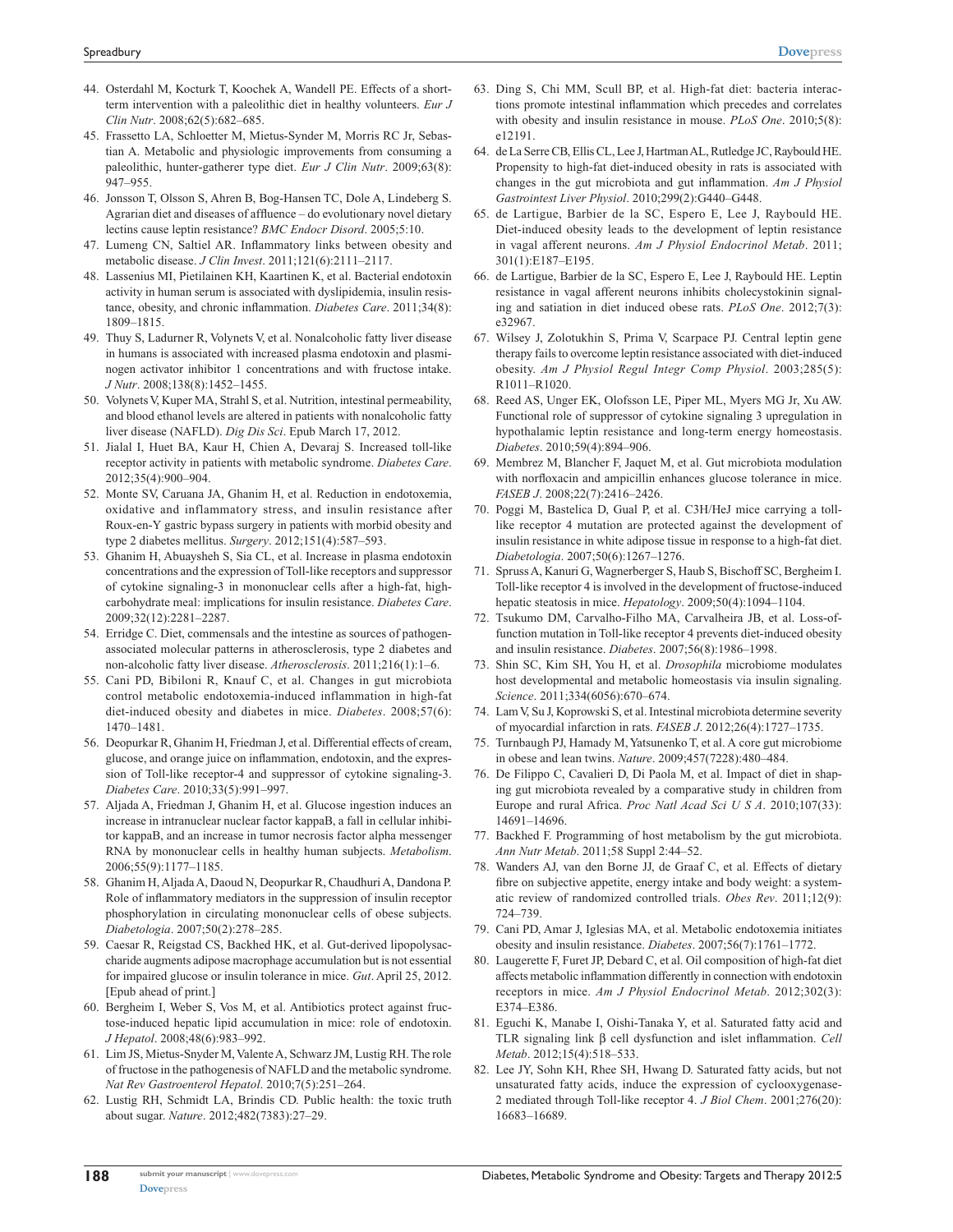44. Osterdahl M, Kocturk T, Koochek A, Wandell PE. Effects of a short-term intervention with a paleolithic diet in healthy volunteers. *Eur J Clin Nutr*. 2008;62(5):682–685.
45. Frassetto LA, Schloetter M, Mietus-Synder M, Morris RC Jr, Sebastian A. Metabolic and physiologic improvements from consuming a paleolithic, hunter-gatherer type diet. *Eur J Clin Nutr*. 2009;63(8): 947–955.
46. Jonsson T, Olsson S, Ahren B, Bog-Hansen TC, Dole A, Lindeberg S. Agrarian diet and diseases of affluence – do evolutionary novel dietary lectins cause leptin resistance? *BMC Endocr Disord*. 2005;5:10.
47. Lumeng CN, Saltiel AR. Inflammatory links between obesity and metabolic disease. *J Clin Invest*. 2011;121(6):2111–2117.
48. Lassenius MI, Pietilainen KH, Kaartinen K, et al. Bacterial endotoxin activity in human serum is associated with dyslipidemia, insulin resistance, obesity, and chronic inflammation. *Diabetes Care*. 2011;34(8): 1809–1815.
49. Thuy S, Ladurner R, Volynets V, et al. Nonalcoholic fatty liver disease in humans is associated with increased plasma endotoxin and plasminogen activator inhibitor 1 concentrations and with fructose intake. *J Nutr*. 2008;138(8):1452–1455.
50. Volynets V, Kuper MA, Strahl S, et al. Nutrition, intestinal permeability, and blood ethanol levels are altered in patients with nonalcoholic fatty liver disease (NAFLD). *Dig Dis Sci*. Epub March 17, 2012.
51. Jialal I, Huet BA, Kaur H, Chien A, Devaraj S. Increased toll-like receptor activity in patients with metabolic syndrome. *Diabetes Care*. 2012;35(4):900–904.
52. Monte SV, Caruana JA, Ghanim H, et al. Reduction in endotoxemia, oxidative and inflammatory stress, and insulin resistance after Roux-en-Y gastric bypass surgery in patients with morbid obesity and type 2 diabetes mellitus. *Surgery*. 2012;151(4):587–593.
53. Ghanim H, Abuaysheh S, Sia CL, et al. Increase in plasma endotoxin concentrations and the expression of Toll-like receptors and suppressor of cytokine signaling-3 in mononuclear cells after a high-fat, high-carbohydrate meal: implications for insulin resistance. *Diabetes Care*. 2009;32(12):2281–2287.
54. Erridge C. Diet, commensals and the intestine as sources of pathogen-associated molecular patterns in atherosclerosis, type 2 diabetes and non-alcoholic fatty liver disease. *Atherosclerosis*. 2011;216(1):1–6.
55. Cani PD, Bibiloni R, Knauf C, et al. Changes in gut microbiota control metabolic endotoxemia-induced inflammation in high-fat diet-induced obesity and diabetes in mice. *Diabetes*. 2008;57(6): 1470–1481.
56. Deopurkar R, Ghanim H, Friedman J, et al. Differential effects of cream, glucose, and orange juice on inflammation, endotoxin, and the expression of Toll-like receptor-4 and suppressor of cytokine signaling-3. *Diabetes Care*. 2010;33(5):991–997.
57. Aljada A, Friedman J, Ghanim H, et al. Glucose ingestion induces an increase in intranuclear nuclear factor kappaB, a fall in cellular inhibitor kappaB, and an increase in tumor necrosis factor alpha messenger RNA by mononuclear cells in healthy human subjects. *Metabolism*. 2006;55(9):1177–1185.
58. Ghanim H, Aljada A, Daoud N, Deopurkar R, Chaudhuri A, Dandona P. Role of inflammatory mediators in the suppression of insulin receptor phosphorylation in circulating mononuclear cells of obese subjects. *Diabetologia*. 2007;50(2):278–285.
59. Caesar R, Reigstad CS, Backhed HK, et al. Gut-derived lipopolysaccharide augments adipose macrophage accumulation but is not essential for impaired glucose or insulin tolerance in mice. *Gut*. April 25, 2012. [Epub ahead of print.]
60. Bergheim I, Weber S, Vos M, et al. Antibiotics protect against fructose-induced hepatic lipid accumulation in mice: role of endotoxin. *J Hepatol*. 2008;48(6):983–992.
61. Lim JS, Mietus-Snyder M, Valente A, Schwarz JM, Lustig RH. The role of fructose in the pathogenesis of NAFLD and the metabolic syndrome. *Nat Rev Gastroenterol Hepatol*. 2010;7(5):251–264.
62. Lustig RH, Schmidt LA, Brindis CD. Public health: the toxic truth about sugar. *Nature*. 2012;482(7383):27–29.
63. Ding S, Chi MM, Scull BP, et al. High-fat diet: bacteria interactions promote intestinal inflammation which precedes and correlates with obesity and insulin resistance in mouse. *PLoS One*. 2010;5(8): e12191.
64. de La Serre CB, Ellis CL, Lee J, Hartman AL, Rutledge JC, Raybould HE. Propensity to high-fat diet-induced obesity in rats is associated with changes in the gut microbiota and gut inflammation. *Am J Physiol Gastrointest Liver Physiol*. 2010;299(2):G440–G448.
65. de Lartigue, Barbier de la SC, Espero E, Lee J, Raybould HE. Diet-induced obesity leads to the development of leptin resistance in vagal afferent neurons. *Am J Physiol Endocrinol Metab*. 2011; 301(1):E187–E195.
66. de Lartigue, Barbier de la SC, Espero E, Lee J, Raybould HE. Leptin resistance in vagal afferent neurons inhibits cholecystokinin signaling and satiation in diet induced obese rats. *PLoS One*. 2012;7(3): e32967.
67. Wilsey J, Zolotukhin S, Prima V, Scarpace PJ. Central leptin gene therapy fails to overcome leptin resistance associated with diet-induced obesity. *Am J Physiol Regul Integr Comp Physiol*. 2003;285(5): R1011–R1020.
68. Reed AS, Unger EK, Olofsson LE, Piper ML, Myers MG Jr, Xu AW. Functional role of suppressor of cytokine signaling 3 upregulation in hypothalamic leptin resistance and long-term energy homeostasis. *Diabetes*. 2010;59(4):894–906.
69. Membrez M, Blancher F, Jaquet M, et al. Gut microbiota modulation with norfloxacin and ampicillin enhances glucose tolerance in mice. *FASEB J*. 2008;22(7):2416–2426.
70. Poggi M, Bastelica D, Gual P, et al. C3H/HeJ mice carrying a toll-like receptor 4 mutation are protected against the development of insulin resistance in white adipose tissue in response to a high-fat diet. *Diabetologia*. 2007;50(6):1267–1276.
71. Spruss A, Kanuri G, Wagnerberger S, Haub S, Bischoff SC, Bergheim I. Toll-like receptor 4 is involved in the development of fructose-induced hepatic steatosis in mice. *Hepatology*. 2009;50(4):1094–1104.
72. Tsukumo DM, Carvalho-Filho MA, Carvalheira JB, et al. Loss-of-function mutation in Toll-like receptor 4 prevents diet-induced obesity and insulin resistance. *Diabetes*. 2007;56(8):1986–1998.
73. Shin SC, Kim SH, You H, et al. *Drosophila* microbiome modulates host developmental and metabolic homeostasis via insulin signaling. *Science*. 2011;334(6056):670–674.
74. Lam V, Su J, Koprowski S, et al. Intestinal microbiota determine severity of myocardial infarction in rats. *FASEB J*. 2012;26(4):1727–1735.
75. Turnbaugh PJ, Hamady M, Yatsunenko T, et al. A core gut microbiome in obese and lean twins. *Nature*. 2009;457(7228):480–484.
76. De Filippo C, Cavalieri D, Di Paola M, et al. Impact of diet in shaping gut microbiota revealed by a comparative study in children from Europe and rural Africa. *Proc Natl Acad Sci U S A*. 2010;107(33): 14691–14696.
77. Backhed F. Programming of host metabolism by the gut microbiota. *Ann Nutr Metab*. 2011;58 Suppl 2:44–52.
78. Wanders AJ, van den Borne JJ, de Graaf C, et al. Effects of dietary fibre on subjective appetite, energy intake and body weight: a systematic review of randomized controlled trials. *Obes Rev*. 2011;12(9): 724–739.
79. Cani PD, Amar J, Iglesias MA, et al. Metabolic endotoxemia initiates obesity and insulin resistance. *Diabetes*. 2007;56(7):1761–1772.
80. Laugerette F, Furet JP, Debard C, et al. Oil composition of high-fat diet affects metabolic inflammation differently in connection with endotoxin receptors in mice. *Am J Physiol Endocrinol Metab*. 2012;302(3): E374–E386.
81. Eguchi K, Manabe I, Oishi-Tanaka Y, et al. Saturated fatty acid and TLR signaling link β cell dysfunction and islet inflammation. *Cell Metab*. 2012;15(4):518–533.
82. Lee JY, Sohn KH, Rhee SH, Hwang D. Saturated fatty acids, but not unsaturated fatty acids, induce the expression of cyclooxygenase-2 mediated through Toll-like receptor 4. *J Biol Chem*. 2001;276(20): 16683–16689.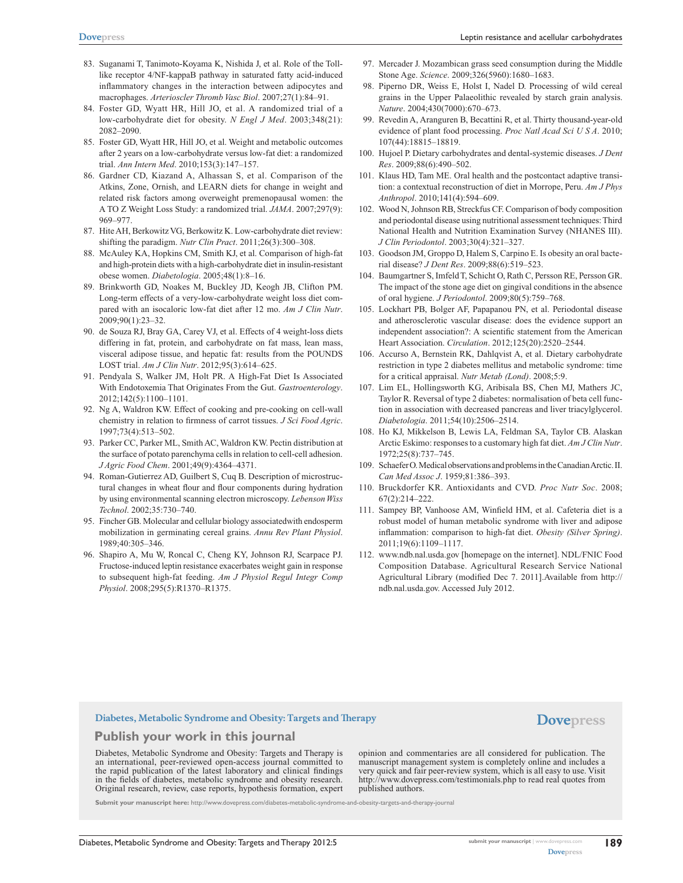83. Suganami T, Tanimoto-Koyama K, Nishida J, et al. Role of the Toll-like receptor 4/NF-kappaB pathway in saturated fatty acid-induced inflammatory changes in the interaction between adipocytes and macrophages. *Arterioscler Thromb Vasc Biol*. 2007;27(1):84–91.
84. Foster GD, Wyatt HR, Hill JO, et al. A randomized trial of a low-carbohydrate diet for obesity. *N Engl J Med*. 2003;348(21):2082–2090.
85. Foster GD, Wyatt HR, Hill JO, et al. Weight and metabolic outcomes after 2 years on a low-carbohydrate versus low-fat diet: a randomized trial. *Ann Intern Med*. 2010;153(3):147–157.
86. Gardner CD, Kiazand A, Alhassan S, et al. Comparison of the Atkins, Zone, Ornish, and LEARN diets for change in weight and related risk factors among overweight premenopausal women: the A TO Z Weight Loss Study: a randomized trial. *JAMA*. 2007;297(9):969–977.
87. Hite AH, Berkowitz VG, Berkowitz K. Low-carbohydrate diet review: shifting the paradigm. *Nutr Clin Pract*. 2011;26(3):300–308.
88. McAuley KA, Hopkins CM, Smith KJ, et al. Comparison of high-fat and high-protein diets with a high-carbohydrate diet in insulin-resistant obese women. *Diabetologia*. 2005;48(1):8–16.
89. Brinkworth GD, Noakes M, Buckley JD, Keogh JB, Clifton PM. Long-term effects of a very-low-carbohydrate weight loss diet compared with an isocaloric low-fat diet after 12 mo. *Am J Clin Nutr*. 2009;90(1):23–32.
90. de Souza RJ, Bray GA, Carey VJ, et al. Effects of 4 weight-loss diets differing in fat, protein, and carbohydrate on fat mass, lean mass, visceral adipose tissue, and hepatic fat: results from the POUNDS LOST trial. *Am J Clin Nutr*. 2012;95(3):614–625.
91. Pendyala S, Walker JM, Holt PR. A High-Fat Diet Is Associated With Endotoxemia That Originates From the Gut. *Gastroenterology*. 2012;142(5):1100–1101.
92. Ng A, Waldron KW. Effect of cooking and pre-cooking on cell-wall chemistry in relation to firmness of carrot tissues. *J Sci Food Agric*. 1997;73(4):513–502.
93. Parker CC, Parker ML, Smith AC, Waldron KW. Pectin distribution at the surface of potato parenchyma cells in relation to cell-cell adhesion. *J Agric Food Chem*. 2001;49(9):4364–4371.
94. Roman-Gutierrez AD, Guilbert S, Cuq B. Description of microstructural changes in wheat flour and flour components during hydration by using environmental scanning electron microscopy. *Lebenson Wiss Technol*. 2002;35:730–740.
95. Fincher GB. Molecular and cellular biology associatedwith endosperm mobilization in germinating cereal grains. *Annu Rev Plant Physiol*. 1989;40:305–346.
96. Shapiro A, Mu W, Roncal C, Cheng KY, Johnson RJ, Scarpace PJ. Fructose-induced leptin resistance exacerbates weight gain in response to subsequent high-fat feeding. *Am J Physiol Regul Integr Comp Physiol*. 2008;295(5):R1370–R1375.
97. Mercader J. Mozambican grass seed consumption during the Middle Stone Age. *Science*. 2009;326(5960):1680–1683.
98. Piperno DR, Weiss E, Holst I, Nadel D. Processing of wild cereal grains in the Upper Palaeolithic revealed by starch grain analysis. *Nature*. 2004;430(7000):670–673.
99. Revedin A, Aranguren B, Becattini R, et al. Thirty thousand-year-old evidence of plant food processing. *Proc Natl Acad Sci U S A*. 2010;107(44):18815–18819.
100. Hujoel P. Dietary carbohydrates and dental-systemic diseases. *J Dent Res*. 2009;88(6):490–502.
101. Klaus HD, Tam ME. Oral health and the postcontact adaptive transition: a contextual reconstruction of diet in Morrope, Peru. *Am J Phys Anthropol*. 2010;141(4):594–609.
102. Wood N, Johnson RB, Streckfus CF. Comparison of body composition and periodontal disease using nutritional assessment techniques: Third National Health and Nutrition Examination Survey (NHANES III). *J Clin Periodontol*. 2003;30(4):321–327.
103. Goodson JM, Groppo D, Halem S, Carpino E. Is obesity an oral bacterial disease? *J Dent Res*. 2009;88(6):519–523.
104. Baumgartner S, Imfeld T, Schicht O, Rath C, Persson RE, Persson GR. The impact of the stone age diet on gingival conditions in the absence of oral hygiene. *J Periodontol*. 2009;80(5):759–768.
105. Lockhart PB, Bolger AF, Papapanou PN, et al. Periodontal disease and atherosclerotic vascular disease: does the evidence support an independent association?: A scientific statement from the American Heart Association. *Circulation*. 2012;125(20):2520–2544.
106. Accurso A, Bernstein RK, Dahlqvist A, et al. Dietary carbohydrate restriction in type 2 diabetes mellitus and metabolic syndrome: time for a critical appraisal. *Nutr Metab (Lond)*. 2008;5:9.
107. Lim EL, Hollingsworth KG, Aribisala BS, Chen MJ, Mathers JC, Taylor R. Reversal of type 2 diabetes: normalisation of beta cell function in association with decreased pancreas and liver triacylglycerol. *Diabetologia*. 2011;54(10):2506–2514.
108. Ho KJ, Mikkelson B, Lewis LA, Feldman SA, Taylor CB. Alaskan Arctic Eskimo: responses to a customary high fat diet. *Am J Clin Nutr*. 1972;25(8):737–745.
109. Schaefer O. Medical observations and problems in the Canadian Arctic. II. *Can Med Assoc J*. 1959;81:386–393.
110. Bruckdorfer KR. Antioxidants and CVD. *Proc Nutr Soc*. 2008;67(2):214–222.
111. Sampey BP, Vanhoose AM, Winfield HM, et al. Cafeteria diet is a robust model of human metabolic syndrome with liver and adipose inflammation: comparison to high-fat diet. *Obesity (Silver Spring)*. 2011;19(6):1109–1117.
112. www.ndb.nal.usda.gov [homepage on the internet]. NDL/FNIC Food Composition Database. Agricultural Research Service National Agricultural Library (modified Dec 7. 2011].Available from http://ndb.nal.usda.gov. Accessed July 2012.

**Diabetes, Metabolic Syndrome and Obesity: Targets and Therapy**

## Publish your work in this journal

Diabetes, Metabolic Syndrome and Obesity: Targets and Therapy is an international, peer-reviewed open-access journal committed to the rapid publication of the latest laboratory and clinical findings in the fields of diabetes, metabolic syndrome and obesity research. Original research, review, case reports, hypothesis formation, expert opinion and commentaries are all considered for publication. The manuscript management system is completely online and includes a very quick and fair peer-review system, which is all easy to use. Visit http://www.dovepress.com/testimonials.php to read real quotes from published authors.

**Submit your manuscript here:** http://www.dovepress.com/diabetes-metabolic-syndrome-and-obesity-targets-and-therapy-journal